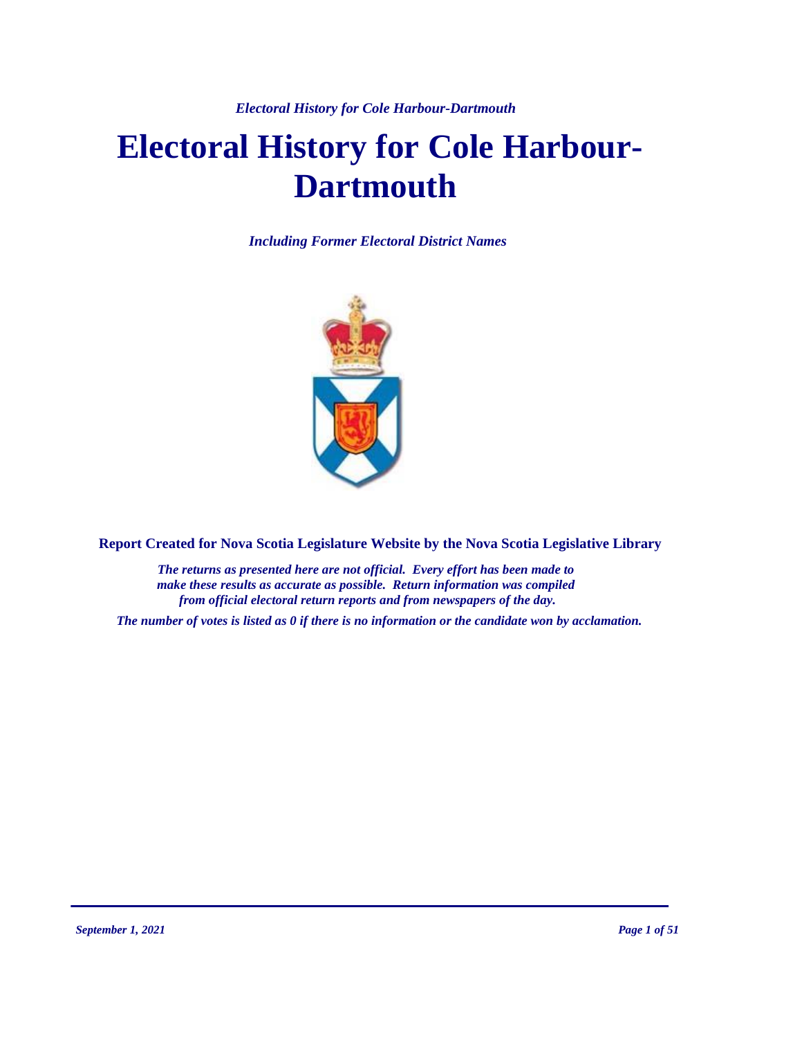# Electoral History for Cole Harbour-Dartmouth

***Including Former Electoral District Names***

**Report Created for Nova Scotia Legislature Website by the Nova Scotia Legislative Library**

***The returns as presented here are not official. Every effort has been made to make these results as accurate as possible. Return information was compiled from official electoral return reports and from newspapers of the day.***

***The number of votes is listed as 0 if there is no information or the candidate won by acclamation.***

*September 1, 2021*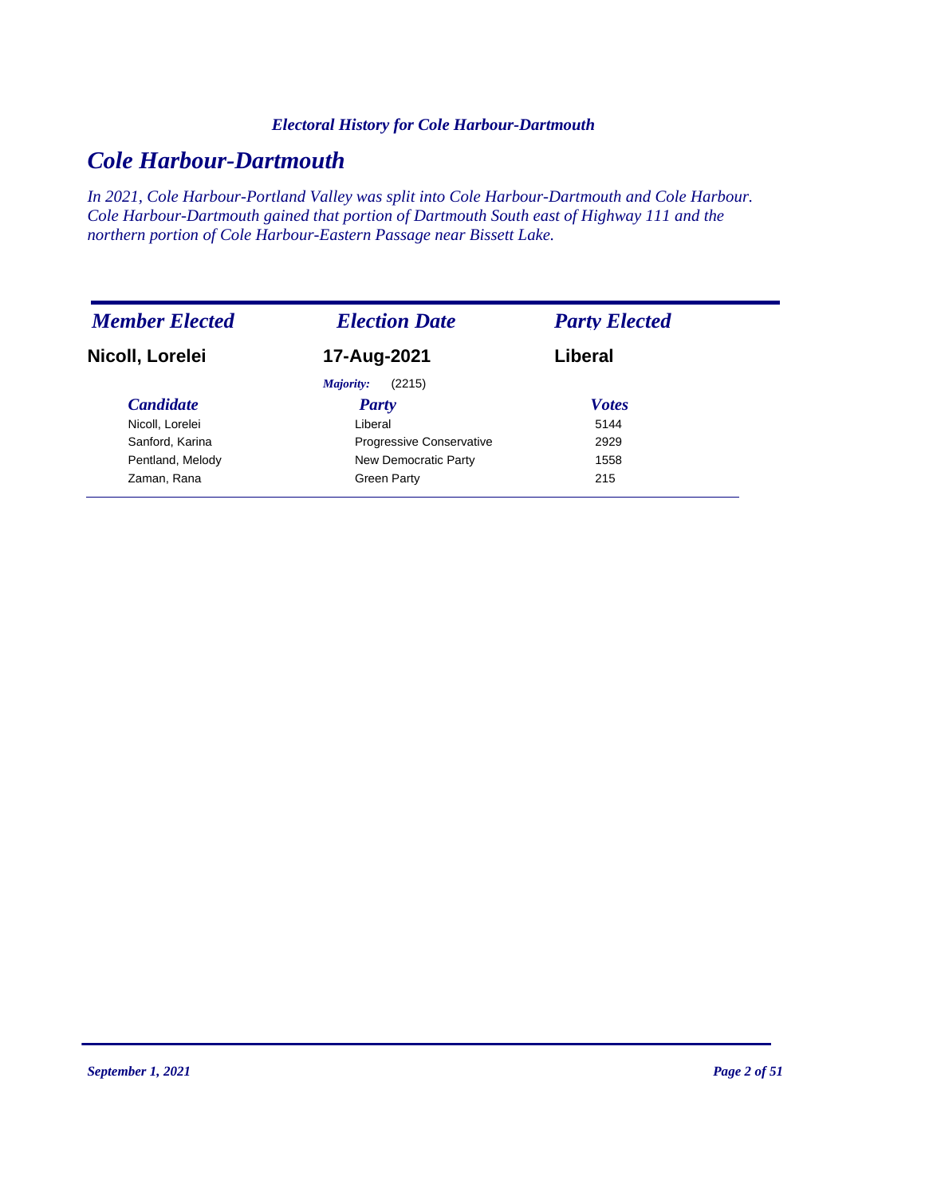*Electoral History for Cole Harbour-Dartmouth*

# *Cole Harbour-Dartmouth*

*In 2021, Cole Harbour-Portland Valley was split into Cole Harbour-Dartmouth and Cole Harbour. Cole Harbour-Dartmouth gained that portion of Dartmouth South east of Highway 111 and the northern portion of Cole Harbour-Eastern Passage near Bissett Lake.*

| *Member Elected* | *Election Date* | *Party Elected* |
|---|---|---|
| **Nicoll, Lorelei** | **17-Aug-2021** | **Liberal** |

*Majority:* (2215)

| *Candidate* | *Party* | *Votes* |
|---|---|---|
| Nicoll, Lorelei | Liberal | 5144 |
| Sanford, Karina | Progressive Conservative | 2929 |
| Pentland, Melody | New Democratic Party | 1558 |
| Zaman, Rana | Green Party | 215 |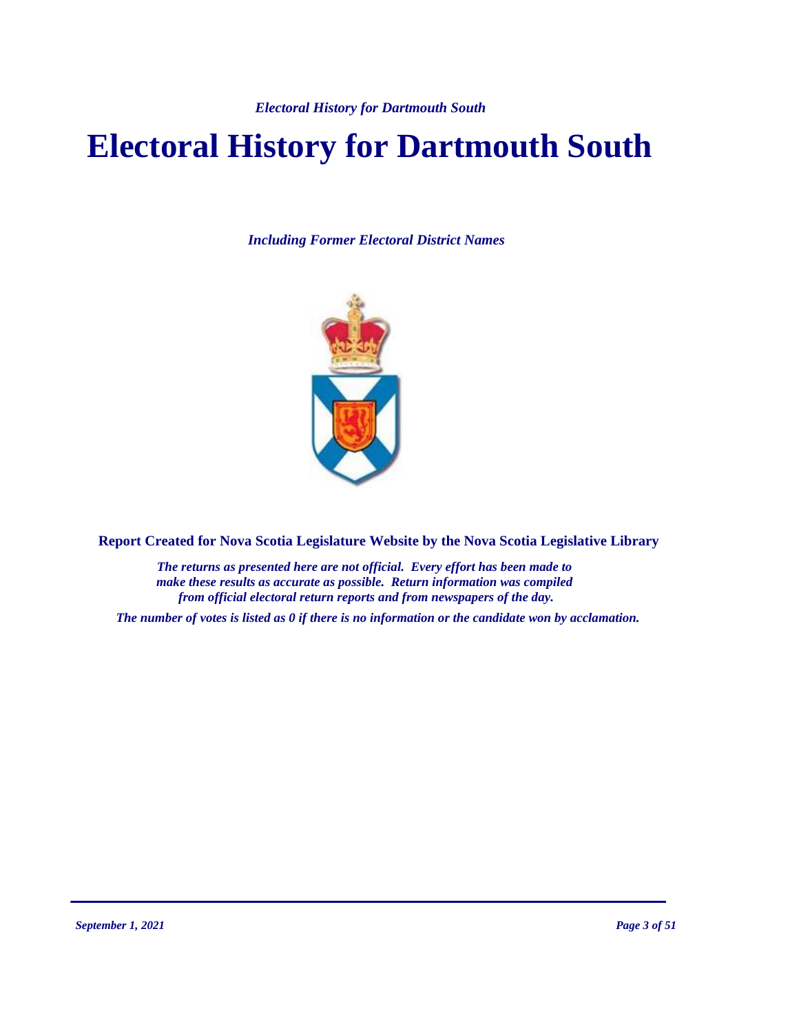# Electoral History for Dartmouth South

*Including Former Electoral District Names*

**Report Created for Nova Scotia Legislature Website by the Nova Scotia Legislative Library**

*The returns as presented here are not official. Every effort has been made to make these results as accurate as possible. Return information was compiled from official electoral return reports and from newspapers of the day.*

*The number of votes is listed as 0 if there is no information or the candidate won by acclamation.*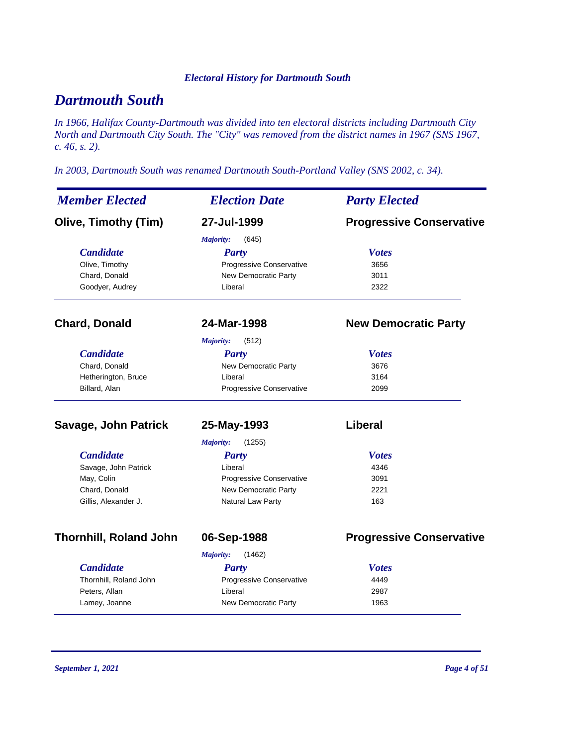# Dartmouth South

*In 1966, Halifax County-Dartmouth was divided into ten electoral districts including Dartmouth City North and Dartmouth City South. The "City" was removed from the district names in 1967 (SNS 1967, c. 46, s. 2).*

*In 2003, Dartmouth South was renamed Dartmouth South-Portland Valley (SNS 2002, c. 34).*

| *Member Elected* | *Election Date* | *Party Elected* |
|---|---|---|
| **Olive, Timothy (Tim)** | **27-Jul-1999** | **Progressive Conservative** |

*Majority:* (645)

| *Candidate* | *Party* | *Votes* |
|---|---|---|
| Olive, Timothy | Progressive Conservative | 3656 |
| Chard, Donald | New Democratic Party | 3011 |
| Goodyer, Audrey | Liberal | 2322 |

| *Member Elected* | *Election Date* | *Party Elected* |
|---|---|---|
| **Chard, Donald** | **24-Mar-1998** | **New Democratic Party** |

*Majority:* (512)

| *Candidate* | *Party* | *Votes* |
|---|---|---|
| Chard, Donald | New Democratic Party | 3676 |
| Hetherington, Bruce | Liberal | 3164 |
| Billard, Alan | Progressive Conservative | 2099 |

| *Member Elected* | *Election Date* | *Party Elected* |
|---|---|---|
| **Savage, John Patrick** | **25-May-1993** | **Liberal** |

*Majority:* (1255)

| *Candidate* | *Party* | *Votes* |
|---|---|---|
| Savage, John Patrick | Liberal | 4346 |
| May, Colin | Progressive Conservative | 3091 |
| Chard, Donald | New Democratic Party | 2221 |
| Gillis, Alexander J. | Natural Law Party | 163 |

| *Member Elected* | *Election Date* | *Party Elected* |
|---|---|---|
| **Thornhill, Roland John** | **06-Sep-1988** | **Progressive Conservative** |

*Majority:* (1462)

| *Candidate* | *Party* | *Votes* |
|---|---|---|
| Thornhill, Roland John | Progressive Conservative | 4449 |
| Peters, Allan | Liberal | 2987 |
| Lamey, Joanne | New Democratic Party | 1963 |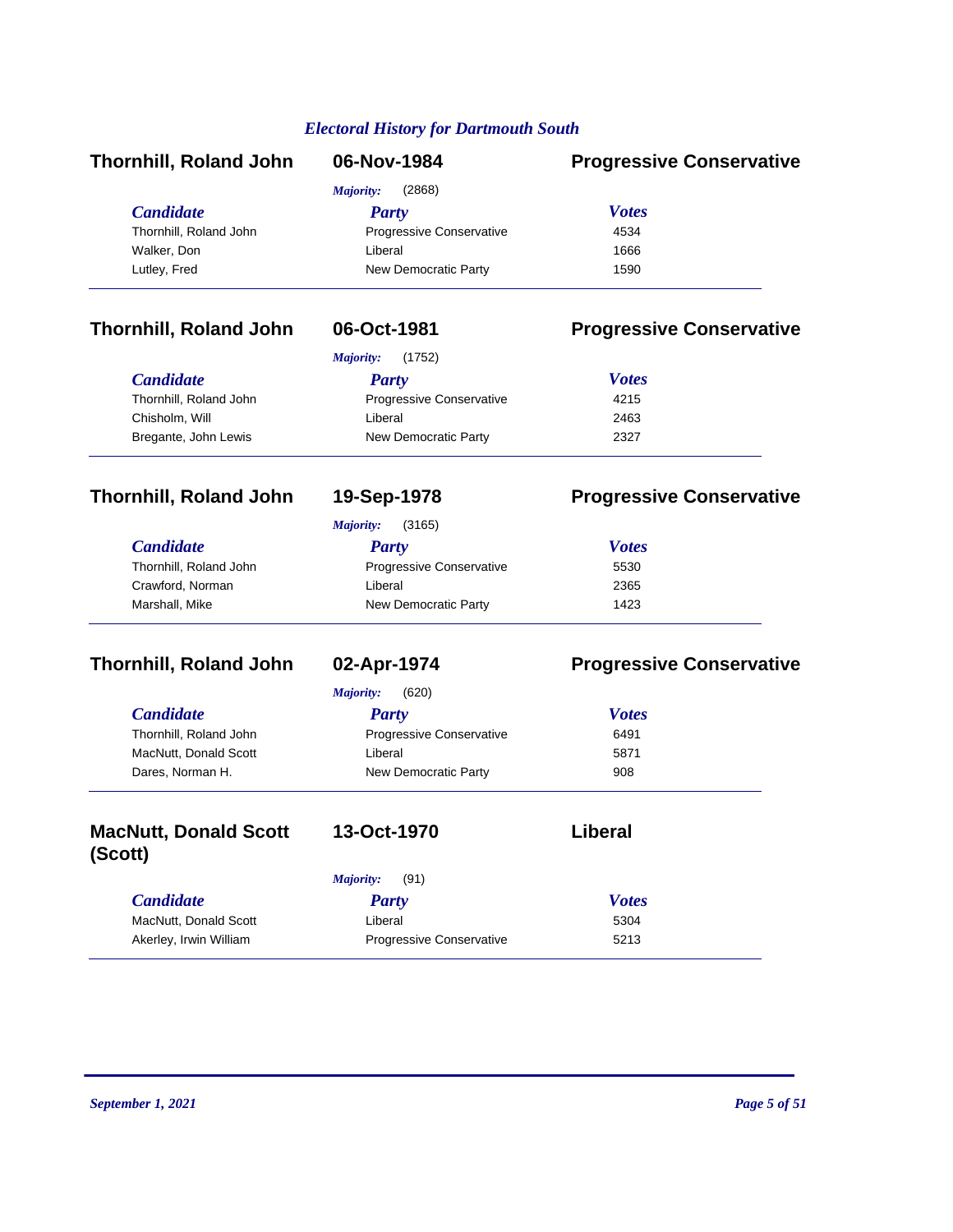*Electoral History for Dartmouth South*

## Thornhill, Roland John — 06-Nov-1984 — Progressive Conservative

*Majority:* (2868)

| Candidate | Party | Votes |
| --- | --- | --- |
| Thornhill, Roland John | Progressive Conservative | 4534 |
| Walker, Don | Liberal | 1666 |
| Lutley, Fred | New Democratic Party | 1590 |

## Thornhill, Roland John — 06-Oct-1981 — Progressive Conservative

*Majority:* (1752)

| Candidate | Party | Votes |
| --- | --- | --- |
| Thornhill, Roland John | Progressive Conservative | 4215 |
| Chisholm, Will | Liberal | 2463 |
| Bregante, John Lewis | New Democratic Party | 2327 |

## Thornhill, Roland John — 19-Sep-1978 — Progressive Conservative

*Majority:* (3165)

| Candidate | Party | Votes |
| --- | --- | --- |
| Thornhill, Roland John | Progressive Conservative | 5530 |
| Crawford, Norman | Liberal | 2365 |
| Marshall, Mike | New Democratic Party | 1423 |

## Thornhill, Roland John — 02-Apr-1974 — Progressive Conservative

*Majority:* (620)

| Candidate | Party | Votes |
| --- | --- | --- |
| Thornhill, Roland John | Progressive Conservative | 6491 |
| MacNutt, Donald Scott | Liberal | 5871 |
| Dares, Norman H. | New Democratic Party | 908 |

## MacNutt, Donald Scott (Scott) — 13-Oct-1970 — Liberal

*Majority:* (91)

| Candidate | Party | Votes |
| --- | --- | --- |
| MacNutt, Donald Scott | Liberal | 5304 |
| Akerley, Irwin William | Progressive Conservative | 5213 |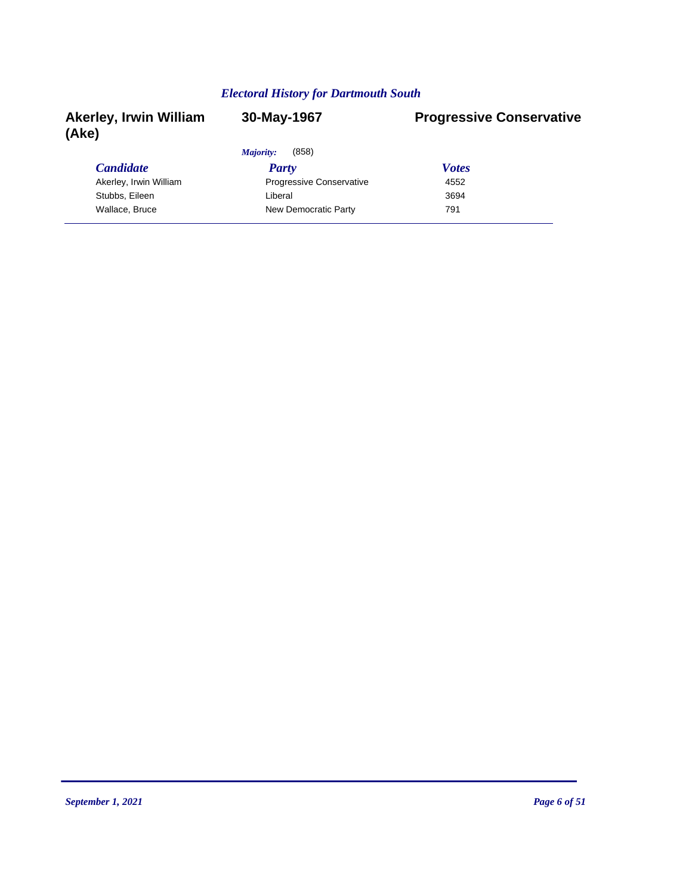*Electoral History for Dartmouth South*

**Akerley, Irwin William (Ake)** **30-May-1967** **Progressive Conservative**

*Majority:* (858)

| *Candidate* | *Party* | *Votes* |
|---|---|---|
| Akerley, Irwin William | Progressive Conservative | 4552 |
| Stubbs, Eileen | Liberal | 3694 |
| Wallace, Bruce | New Democratic Party | 791 |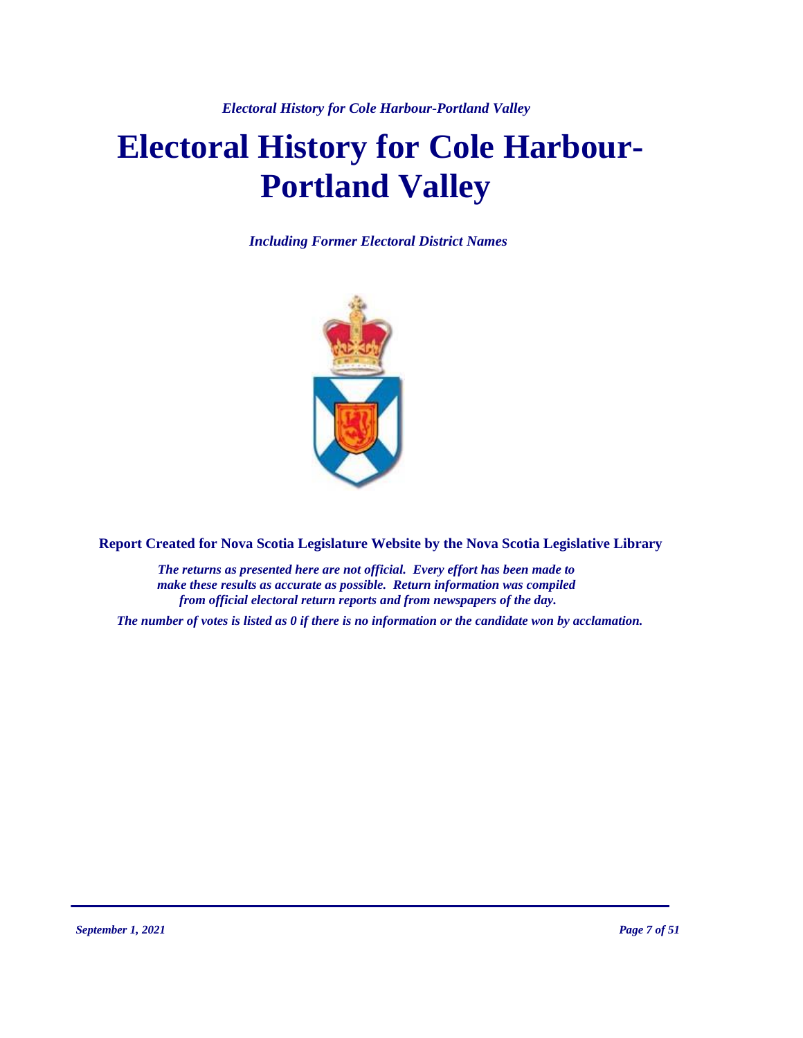# Electoral History for Cole Harbour-Portland Valley

*Including Former Electoral District Names*

**Report Created for Nova Scotia Legislature Website by the Nova Scotia Legislative Library**

*The returns as presented here are not official. Every effort has been made to make these results as accurate as possible. Return information was compiled from official electoral return reports and from newspapers of the day.*

*The number of votes is listed as 0 if there is no information or the candidate won by acclamation.*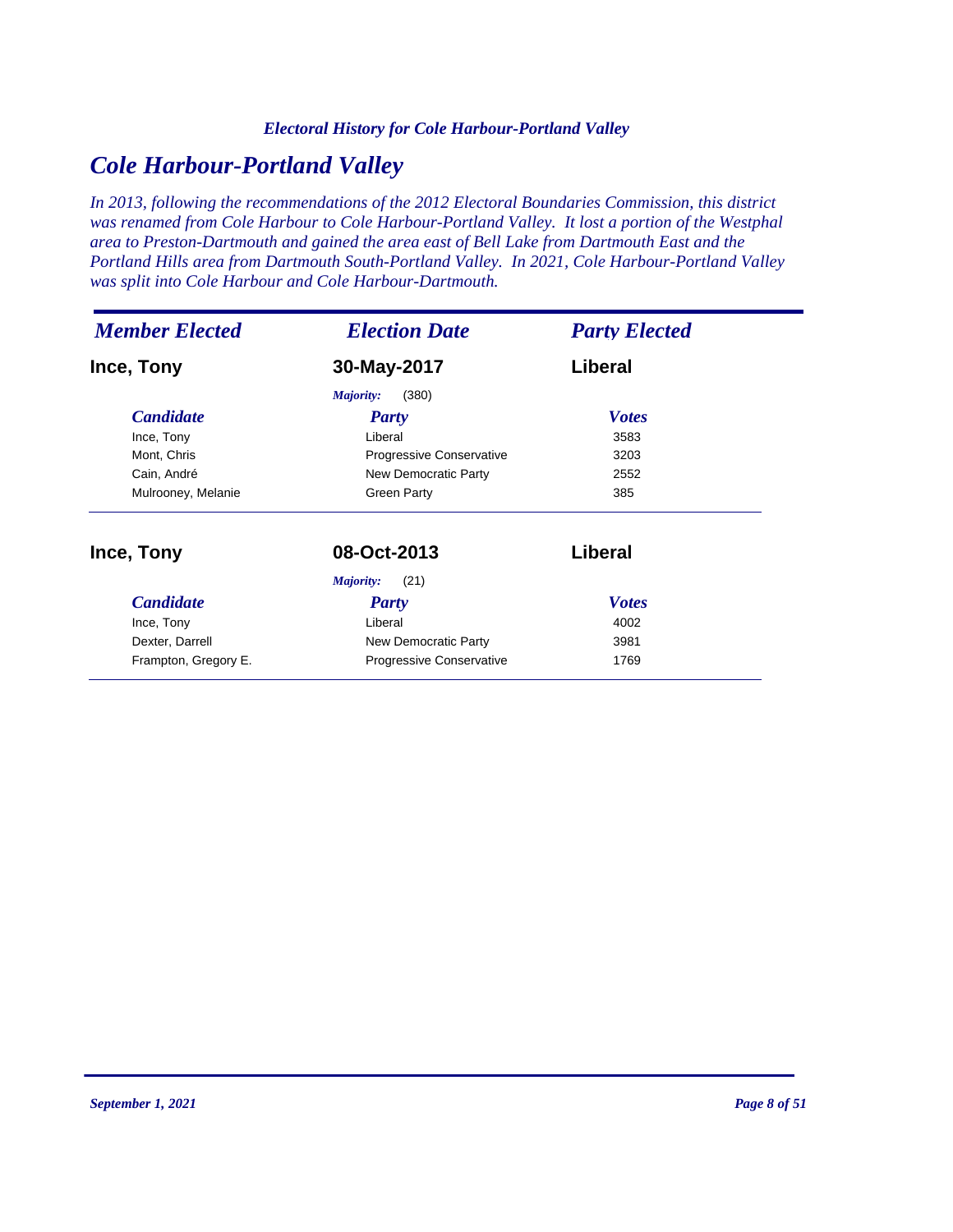*Electoral History for Cole Harbour-Portland Valley*

# *Cole Harbour-Portland Valley*

*In 2013, following the recommendations of the 2012 Electoral Boundaries Commission, this district was renamed from Cole Harbour to Cole Harbour-Portland Valley. It lost a portion of the Westphal area to Preston-Dartmouth and gained the area east of Bell Lake from Dartmouth East and the Portland Hills area from Dartmouth South-Portland Valley. In 2021, Cole Harbour-Portland Valley was split into Cole Harbour and Cole Harbour-Dartmouth.*

| *Member Elected* | *Election Date* | *Party Elected* |
|---|---|---|
| **Ince, Tony** | **30-May-2017** | **Liberal** |

*Majority:* (380)

| *Candidate* | *Party* | *Votes* |
|---|---|---|
| Ince, Tony | Liberal | 3583 |
| Mont, Chris | Progressive Conservative | 3203 |
| Cain, André | New Democratic Party | 2552 |
| Mulrooney, Melanie | Green Party | 385 |

| *Member Elected* | *Election Date* | *Party Elected* |
|---|---|---|
| **Ince, Tony** | **08-Oct-2013** | **Liberal** |

*Majority:* (21)

| *Candidate* | *Party* | *Votes* |
|---|---|---|
| Ince, Tony | Liberal | 4002 |
| Dexter, Darrell | New Democratic Party | 3981 |
| Frampton, Gregory E. | Progressive Conservative | 1769 |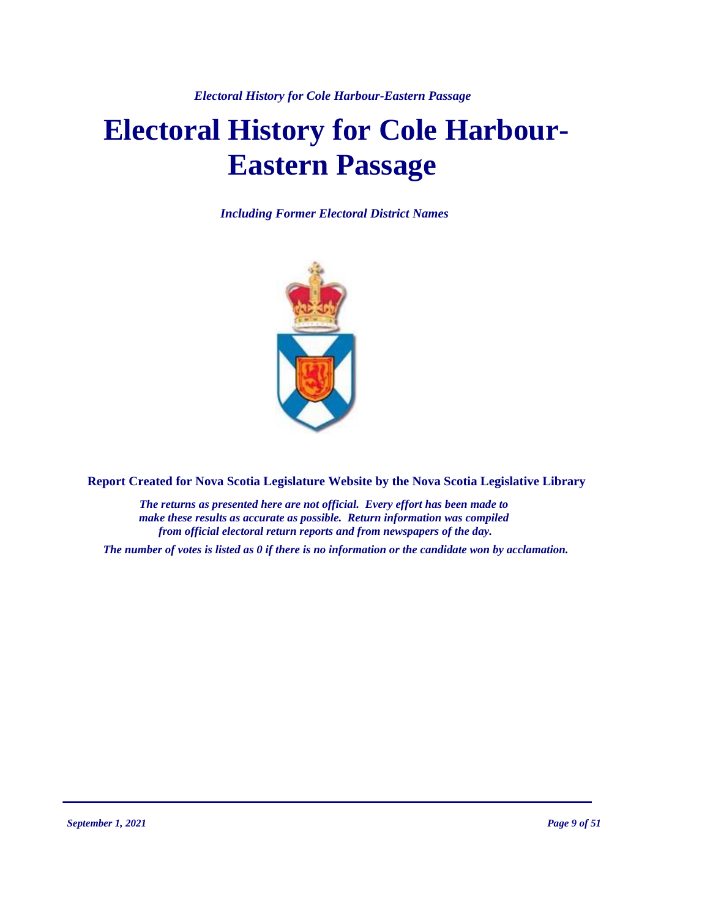# Electoral History for Cole Harbour-Eastern Passage

***Including Former Electoral District Names***

**Report Created for Nova Scotia Legislature Website by the Nova Scotia Legislative Library**

***The returns as presented here are not official. Every effort has been made to make these results as accurate as possible. Return information was compiled from official electoral return reports and from newspapers of the day.***

***The number of votes is listed as 0 if there is no information or the candidate won by acclamation.***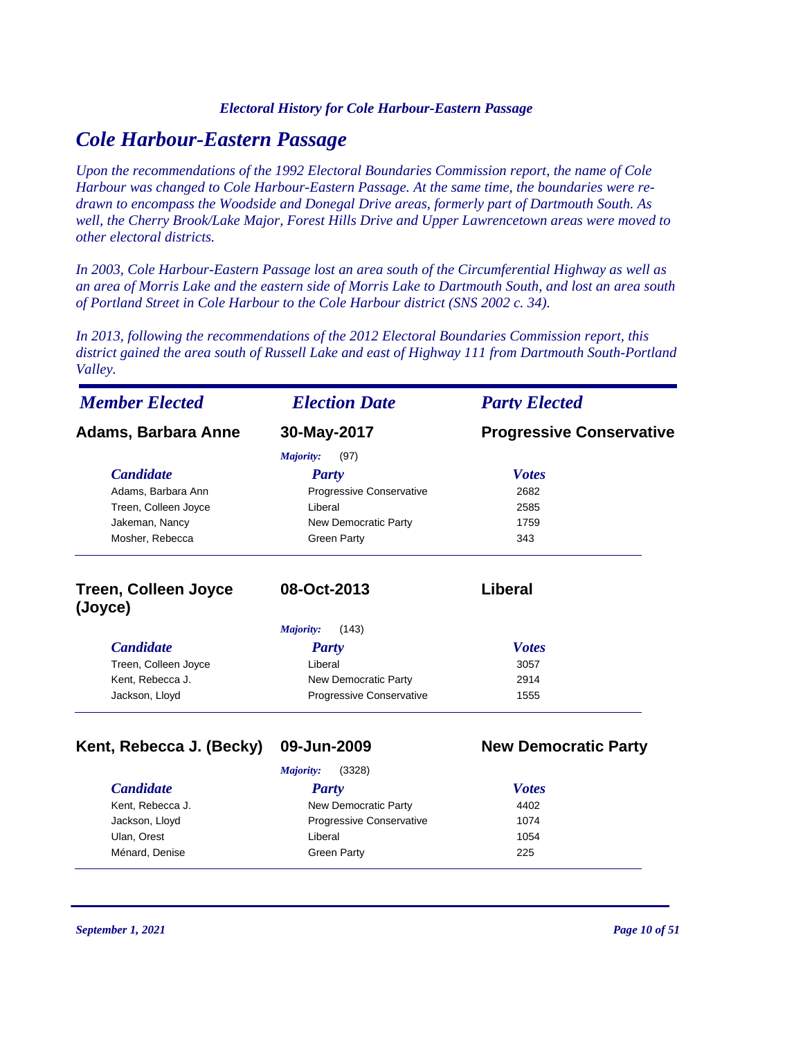# Cole Harbour-Eastern Passage

*Upon the recommendations of the 1992 Electoral Boundaries Commission report, the name of Cole Harbour was changed to Cole Harbour-Eastern Passage. At the same time, the boundaries were re-drawn to encompass the Woodside and Donegal Drive areas, formerly part of Dartmouth South. As well, the Cherry Brook/Lake Major, Forest Hills Drive and Upper Lawrencetown areas were moved to other electoral districts.*

*In 2003, Cole Harbour-Eastern Passage lost an area south of the Circumferential Highway as well as an area of Morris Lake and the eastern side of Morris Lake to Dartmouth South, and lost an area south of Portland Street in Cole Harbour to the Cole Harbour district (SNS 2002 c. 34).*

*In 2013, following the recommendations of the 2012 Electoral Boundaries Commission report, this district gained the area south of Russell Lake and east of Highway 111 from Dartmouth South-Portland Valley.*

| *Member Elected* | *Election Date* | *Party Elected* |
|---|---|---|
| **Adams, Barbara Anne** | **30-May-2017** | **Progressive Conservative** |

*Majority:* (97)

| *Candidate* | *Party* | *Votes* |
|---|---|---|
| Adams, Barbara Ann | Progressive Conservative | 2682 |
| Treen, Colleen Joyce | Liberal | 2585 |
| Jakeman, Nancy | New Democratic Party | 1759 |
| Mosher, Rebecca | Green Party | 343 |

| *Member Elected* | *Election Date* | *Party Elected* |
|---|---|---|
| **Treen, Colleen Joyce (Joyce)** | **08-Oct-2013** | **Liberal** |

*Majority:* (143)

| *Candidate* | *Party* | *Votes* |
|---|---|---|
| Treen, Colleen Joyce | Liberal | 3057 |
| Kent, Rebecca J. | New Democratic Party | 2914 |
| Jackson, Lloyd | Progressive Conservative | 1555 |

| *Member Elected* | *Election Date* | *Party Elected* |
|---|---|---|
| **Kent, Rebecca J. (Becky)** | **09-Jun-2009** | **New Democratic Party** |

*Majority:* (3328)

| *Candidate* | *Party* | *Votes* |
|---|---|---|
| Kent, Rebecca J. | New Democratic Party | 4402 |
| Jackson, Lloyd | Progressive Conservative | 1074 |
| Ulan, Orest | Liberal | 1054 |
| Ménard, Denise | Green Party | 225 |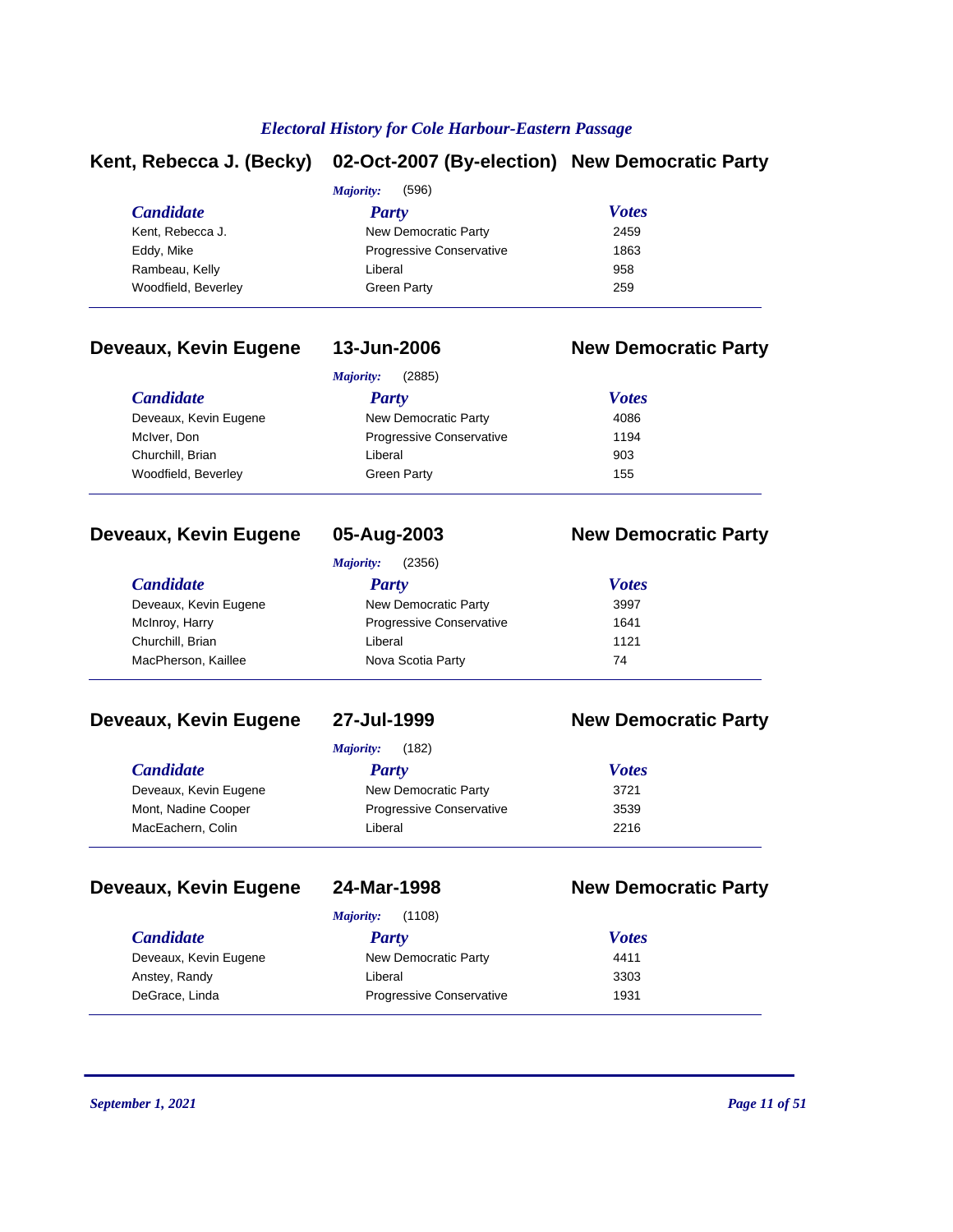*Electoral History for Cole Harbour-Eastern Passage*

## Kent, Rebecca J. (Becky) — 02-Oct-2007 (By-election) — New Democratic Party

*Majority:* (596)

| Candidate | Party | Votes |
|---|---|---|
| Kent, Rebecca J. | New Democratic Party | 2459 |
| Eddy, Mike | Progressive Conservative | 1863 |
| Rambeau, Kelly | Liberal | 958 |
| Woodfield, Beverley | Green Party | 259 |

## Deveaux, Kevin Eugene — 13-Jun-2006 — New Democratic Party

*Majority:* (2885)

| Candidate | Party | Votes |
|---|---|---|
| Deveaux, Kevin Eugene | New Democratic Party | 4086 |
| McIver, Don | Progressive Conservative | 1194 |
| Churchill, Brian | Liberal | 903 |
| Woodfield, Beverley | Green Party | 155 |

## Deveaux, Kevin Eugene — 05-Aug-2003 — New Democratic Party

*Majority:* (2356)

| Candidate | Party | Votes |
|---|---|---|
| Deveaux, Kevin Eugene | New Democratic Party | 3997 |
| McInroy, Harry | Progressive Conservative | 1641 |
| Churchill, Brian | Liberal | 1121 |
| MacPherson, Kaillee | Nova Scotia Party | 74 |

## Deveaux, Kevin Eugene — 27-Jul-1999 — New Democratic Party

*Majority:* (182)

| Candidate | Party | Votes |
|---|---|---|
| Deveaux, Kevin Eugene | New Democratic Party | 3721 |
| Mont, Nadine Cooper | Progressive Conservative | 3539 |
| MacEachern, Colin | Liberal | 2216 |

## Deveaux, Kevin Eugene — 24-Mar-1998 — New Democratic Party

*Majority:* (1108)

| Candidate | Party | Votes |
|---|---|---|
| Deveaux, Kevin Eugene | New Democratic Party | 4411 |
| Anstey, Randy | Liberal | 3303 |
| DeGrace, Linda | Progressive Conservative | 1931 |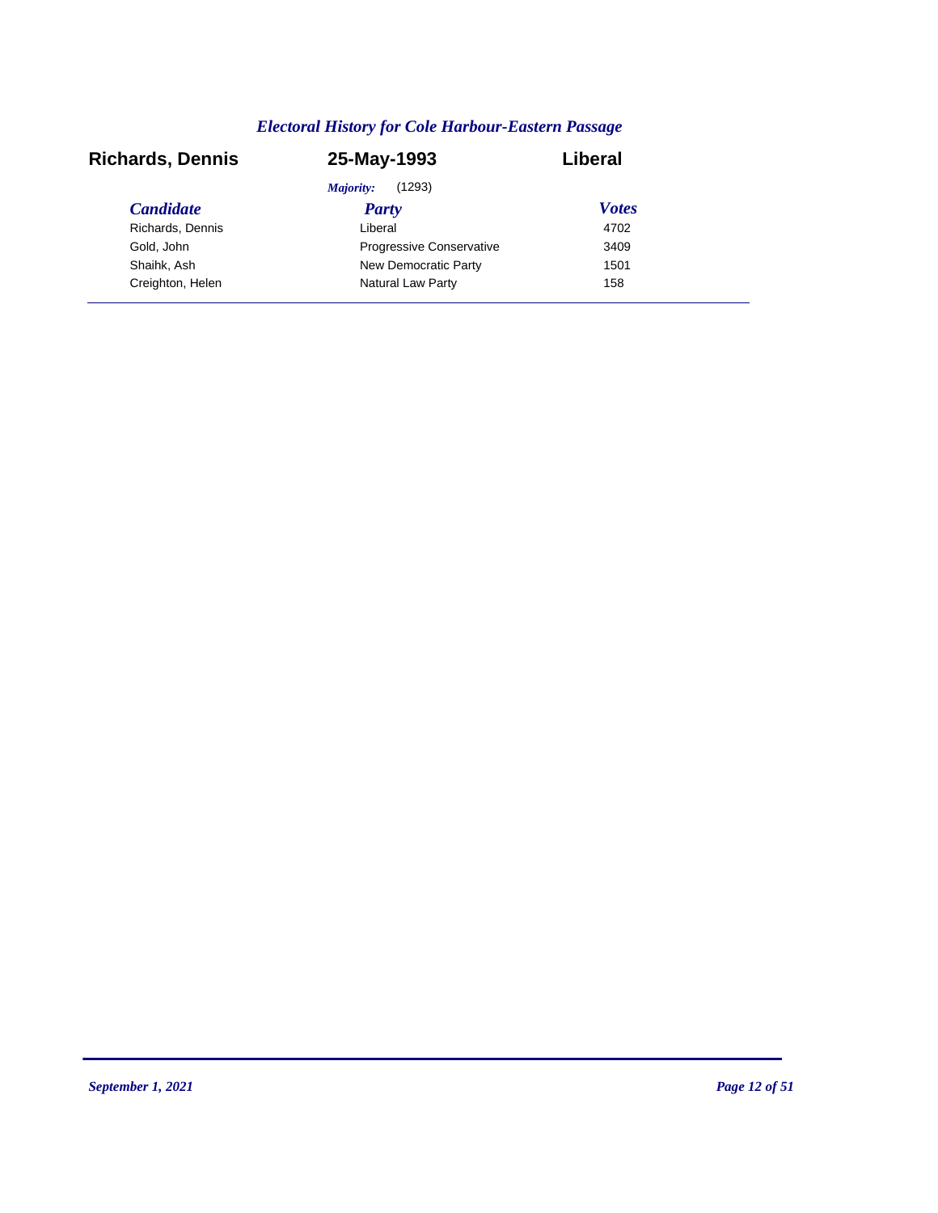*Electoral History for Cole Harbour-Eastern Passage*

**Richards, Dennis** **25-May-1993** **Liberal**

*Majority:* (1293)

| *Candidate* | *Party* | *Votes* |
|---|---|---|
| Richards, Dennis | Liberal | 4702 |
| Gold, John | Progressive Conservative | 3409 |
| Shaihk, Ash | New Democratic Party | 1501 |
| Creighton, Helen | Natural Law Party | 158 |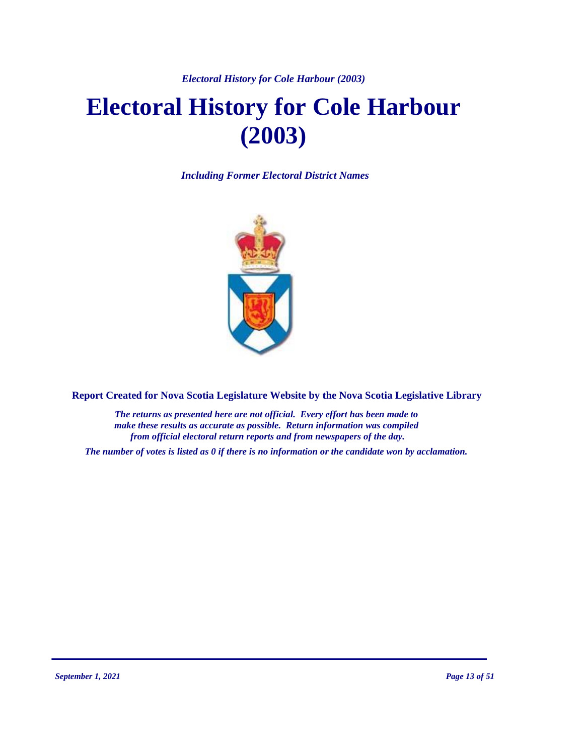# Electoral History for Cole Harbour (2003)

*Including Former Electoral District Names*

**Report Created for Nova Scotia Legislature Website by the Nova Scotia Legislative Library**

*The returns as presented here are not official. Every effort has been made to make these results as accurate as possible. Return information was compiled from official electoral return reports and from newspapers of the day.*

*The number of votes is listed as 0 if there is no information or the candidate won by acclamation.*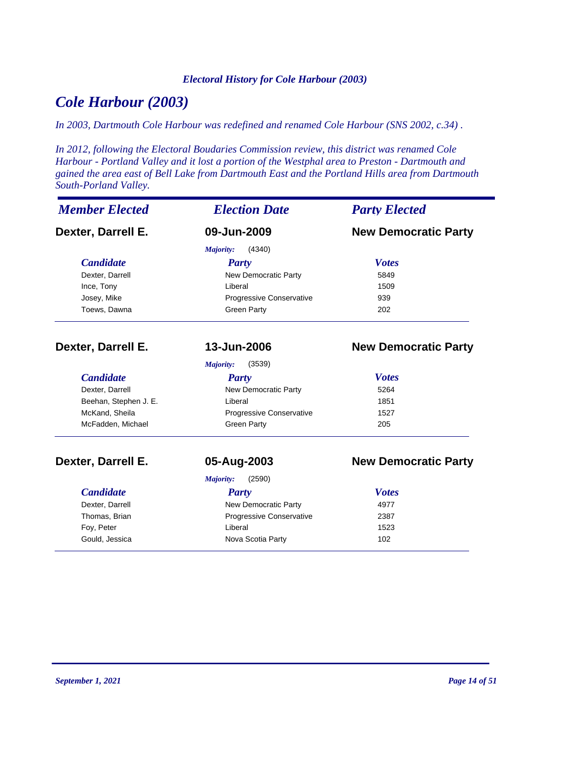# Cole Harbour (2003)

*In 2003, Dartmouth Cole Harbour was redefined and renamed Cole Harbour (SNS 2002, c.34) .*

*In 2012, following the Electoral Boudaries Commission review, this district was renamed Cole Harbour - Portland Valley and it lost a portion of the Westphal area to Preston - Dartmouth and gained the area east of Bell Lake from Dartmouth East and the Portland Hills area from Dartmouth South-Porland Valley.*

| *Member Elected* | *Election Date* | *Party Elected* |
|---|---|---|
| **Dexter, Darrell E.** | **09-Jun-2009** | **New Democratic Party** |

*Majority:* (4340)

| *Candidate* | *Party* | *Votes* |
|---|---|---|
| Dexter, Darrell | New Democratic Party | 5849 |
| Ince, Tony | Liberal | 1509 |
| Josey, Mike | Progressive Conservative | 939 |
| Toews, Dawna | Green Party | 202 |

| **Dexter, Darrell E.** | **13-Jun-2006** | **New Democratic Party** |
|---|---|---|

*Majority:* (3539)

| *Candidate* | *Party* | *Votes* |
|---|---|---|
| Dexter, Darrell | New Democratic Party | 5264 |
| Beehan, Stephen J. E. | Liberal | 1851 |
| McKand, Sheila | Progressive Conservative | 1527 |
| McFadden, Michael | Green Party | 205 |

| **Dexter, Darrell E.** | **05-Aug-2003** | **New Democratic Party** |
|---|---|---|

*Majority:* (2590)

| *Candidate* | *Party* | *Votes* |
|---|---|---|
| Dexter, Darrell | New Democratic Party | 4977 |
| Thomas, Brian | Progressive Conservative | 2387 |
| Foy, Peter | Liberal | 1523 |
| Gould, Jessica | Nova Scotia Party | 102 |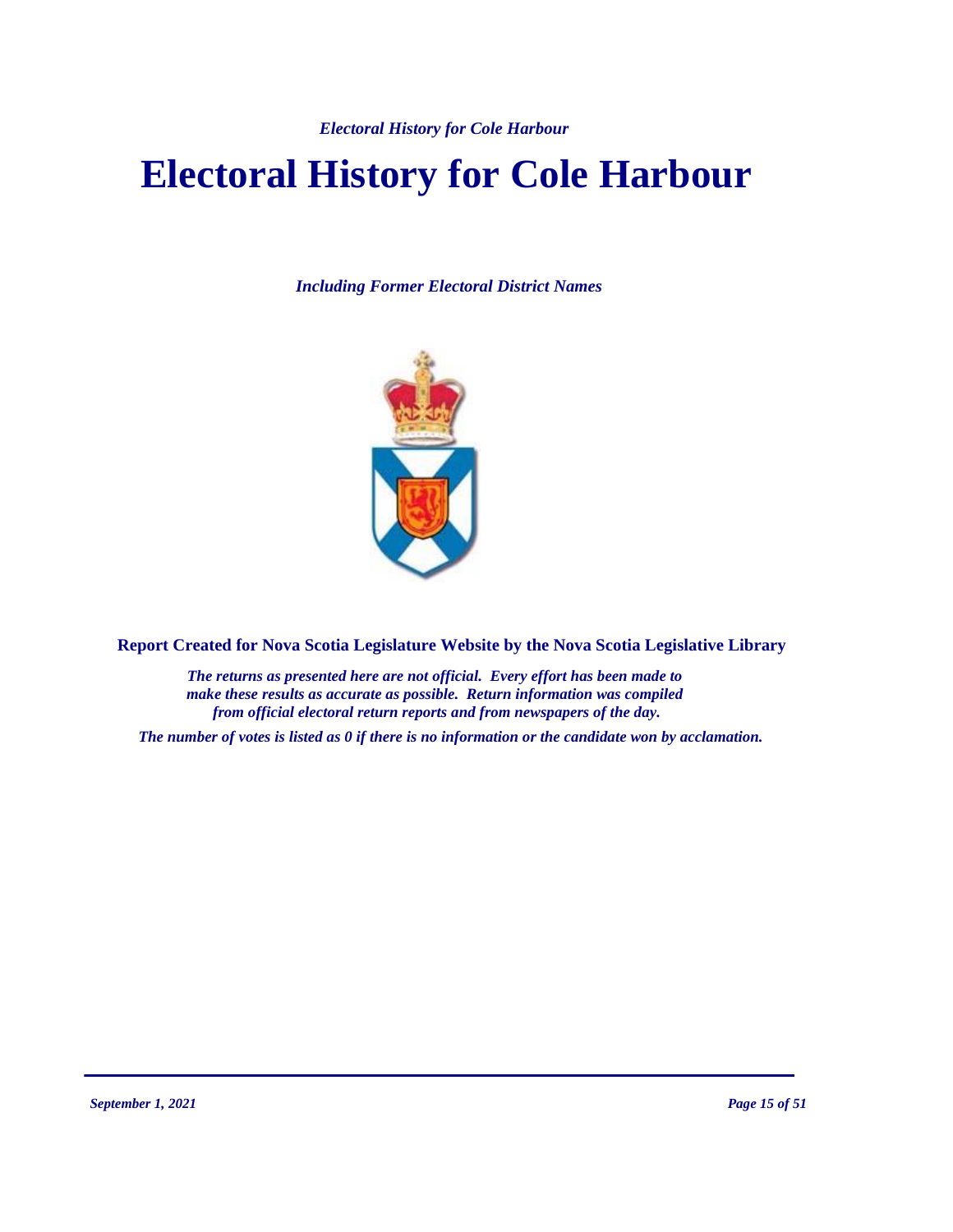# Electoral History for Cole Harbour

*Including Former Electoral District Names*

**Report Created for Nova Scotia Legislature Website by the Nova Scotia Legislative Library**

***The returns as presented here are not official. Every effort has been made to make these results as accurate as possible. Return information was compiled from official electoral return reports and from newspapers of the day.***

***The number of votes is listed as 0 if there is no information or the candidate won by acclamation.***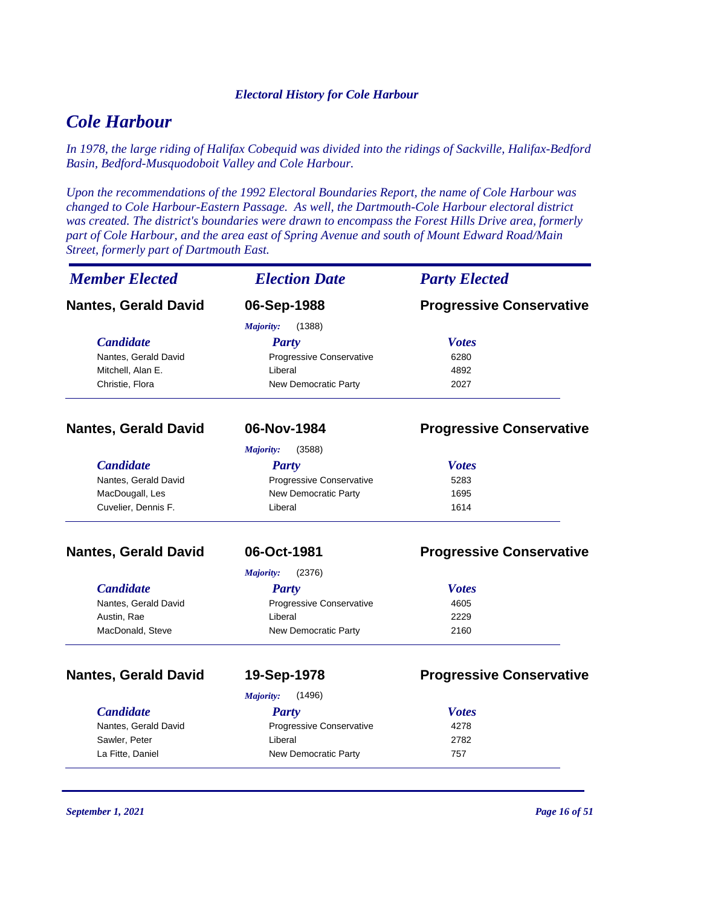# Cole Harbour

*In 1978, the large riding of Halifax Cobequid was divided into the ridings of Sackville, Halifax-Bedford Basin, Bedford-Musquodoboit Valley and Cole Harbour.*

*Upon the recommendations of the 1992 Electoral Boundaries Report, the name of Cole Harbour was changed to Cole Harbour-Eastern Passage. As well, the Dartmouth-Cole Harbour electoral district was created. The district's boundaries were drawn to encompass the Forest Hills Drive area, formerly part of Cole Harbour, and the area east of Spring Avenue and south of Mount Edward Road/Main Street, formerly part of Dartmouth East.*

| *Member Elected* | *Election Date* | *Party Elected* |
|---|---|---|
| **Nantes, Gerald David** | **06-Sep-1988** | **Progressive Conservative** |

*Majority:* (1388)

| Candidate | Party | Votes |
|---|---|---|
| Nantes, Gerald David | Progressive Conservative | 6280 |
| Mitchell, Alan E. | Liberal | 4892 |
| Christie, Flora | New Democratic Party | 2027 |

| *Member Elected* | *Election Date* | *Party Elected* |
|---|---|---|
| **Nantes, Gerald David** | **06-Nov-1984** | **Progressive Conservative** |

*Majority:* (3588)

| Candidate | Party | Votes |
|---|---|---|
| Nantes, Gerald David | Progressive Conservative | 5283 |
| MacDougall, Les | New Democratic Party | 1695 |
| Cuvelier, Dennis F. | Liberal | 1614 |

| *Member Elected* | *Election Date* | *Party Elected* |
|---|---|---|
| **Nantes, Gerald David** | **06-Oct-1981** | **Progressive Conservative** |

*Majority:* (2376)

| Candidate | Party | Votes |
|---|---|---|
| Nantes, Gerald David | Progressive Conservative | 4605 |
| Austin, Rae | Liberal | 2229 |
| MacDonald, Steve | New Democratic Party | 2160 |

| *Member Elected* | *Election Date* | *Party Elected* |
|---|---|---|
| **Nantes, Gerald David** | **19-Sep-1978** | **Progressive Conservative** |

*Majority:* (1496)

| Candidate | Party | Votes |
|---|---|---|
| Nantes, Gerald David | Progressive Conservative | 4278 |
| Sawler, Peter | Liberal | 2782 |
| La Fitte, Daniel | New Democratic Party | 757 |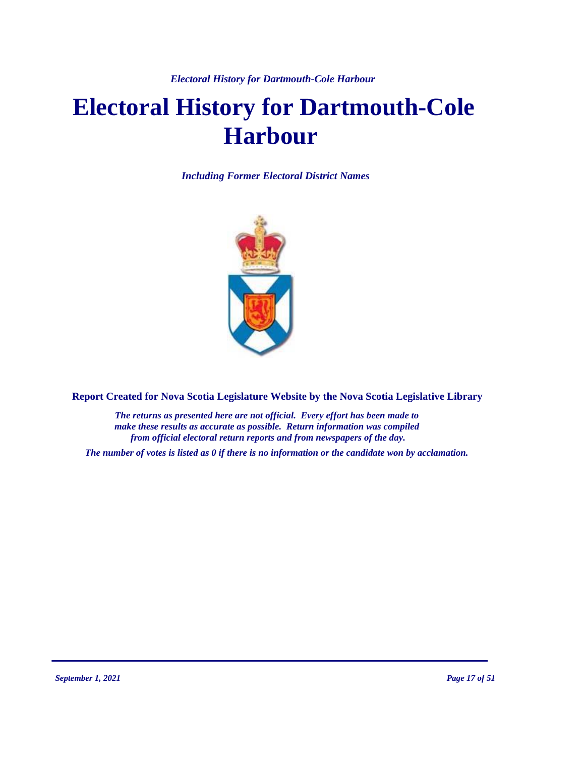# Electoral History for Dartmouth-Cole Harbour

*Including Former Electoral District Names*

**Report Created for Nova Scotia Legislature Website by the Nova Scotia Legislative Library**

*The returns as presented here are not official. Every effort has been made to make these results as accurate as possible. Return information was compiled from official electoral return reports and from newspapers of the day.*

*The number of votes is listed as 0 if there is no information or the candidate won by acclamation.*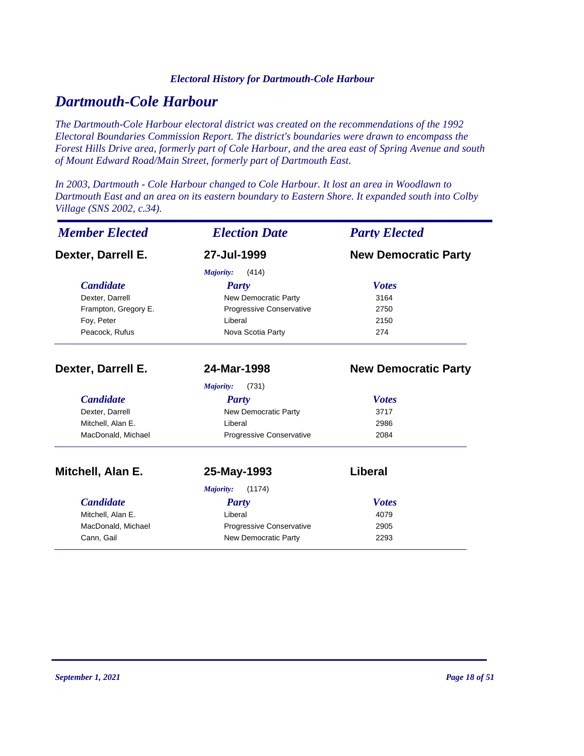*Electoral History for Dartmouth-Cole Harbour*

# *Dartmouth-Cole Harbour*

*The Dartmouth-Cole Harbour electoral district was created on the recommendations of the 1992 Electoral Boundaries Commission Report. The district's boundaries were drawn to encompass the Forest Hills Drive area, formerly part of Cole Harbour, and the area east of Spring Avenue and south of Mount Edward Road/Main Street, formerly part of Dartmouth East.*

*In 2003, Dartmouth - Cole Harbour changed to Cole Harbour. It lost an area in Woodlawn to Dartmouth East and an area on its eastern boundary to Eastern Shore. It expanded south into Colby Village (SNS 2002, c.34).*

| *Member Elected* | *Election Date* | *Party Elected* |
|---|---|---|
| **Dexter, Darrell E.** | **27-Jul-1999** | **New Democratic Party** |

*Majority:* (414)

| *Candidate* | *Party* | *Votes* |
|---|---|---|
| Dexter, Darrell | New Democratic Party | 3164 |
| Frampton, Gregory E. | Progressive Conservative | 2750 |
| Foy, Peter | Liberal | 2150 |
| Peacock, Rufus | Nova Scotia Party | 274 |

| *Member Elected* | *Election Date* | *Party Elected* |
|---|---|---|
| **Dexter, Darrell E.** | **24-Mar-1998** | **New Democratic Party** |

*Majority:* (731)

| *Candidate* | *Party* | *Votes* |
|---|---|---|
| Dexter, Darrell | New Democratic Party | 3717 |
| Mitchell, Alan E. | Liberal | 2986 |
| MacDonald, Michael | Progressive Conservative | 2084 |

| *Member Elected* | *Election Date* | *Party Elected* |
|---|---|---|
| **Mitchell, Alan E.** | **25-May-1993** | **Liberal** |

*Majority:* (1174)

| *Candidate* | *Party* | *Votes* |
|---|---|---|
| Mitchell, Alan E. | Liberal | 4079 |
| MacDonald, Michael | Progressive Conservative | 2905 |
| Cann, Gail | New Democratic Party | 2293 |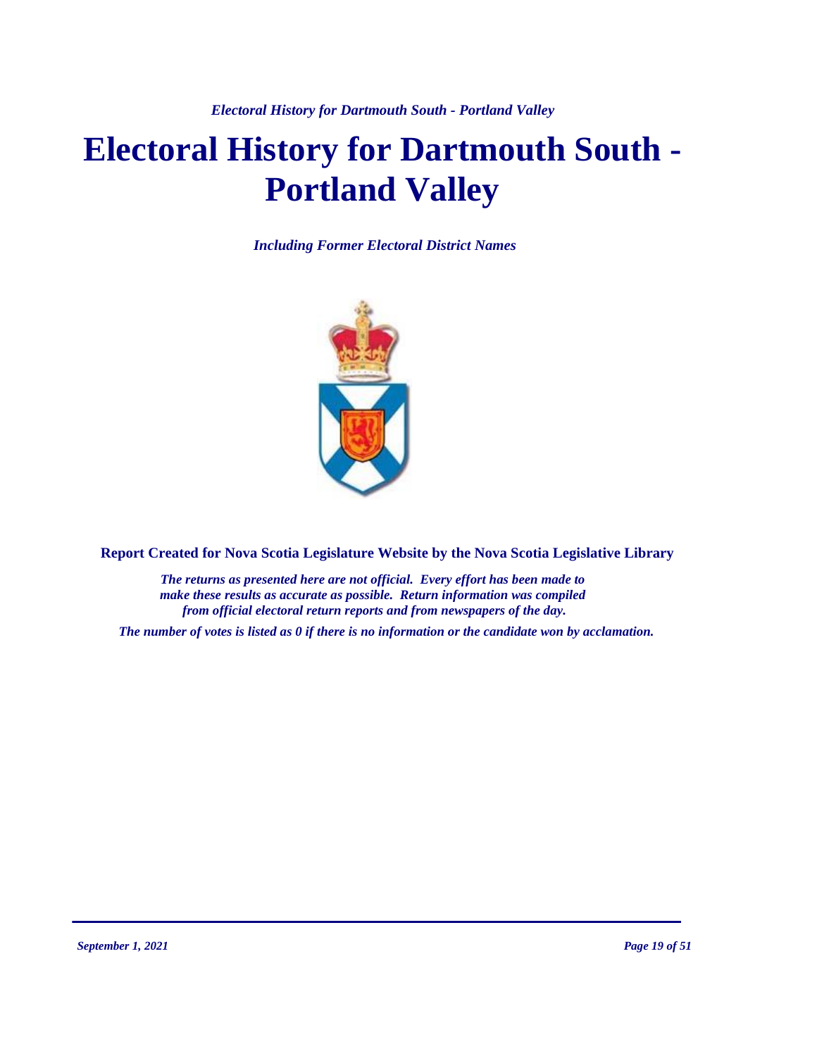# Electoral History for Dartmouth South - Portland Valley

*Including Former Electoral District Names*

**Report Created for Nova Scotia Legislature Website by the Nova Scotia Legislative Library**

*The returns as presented here are not official. Every effort has been made to make these results as accurate as possible. Return information was compiled from official electoral return reports and from newspapers of the day.*

*The number of votes is listed as 0 if there is no information or the candidate won by acclamation.*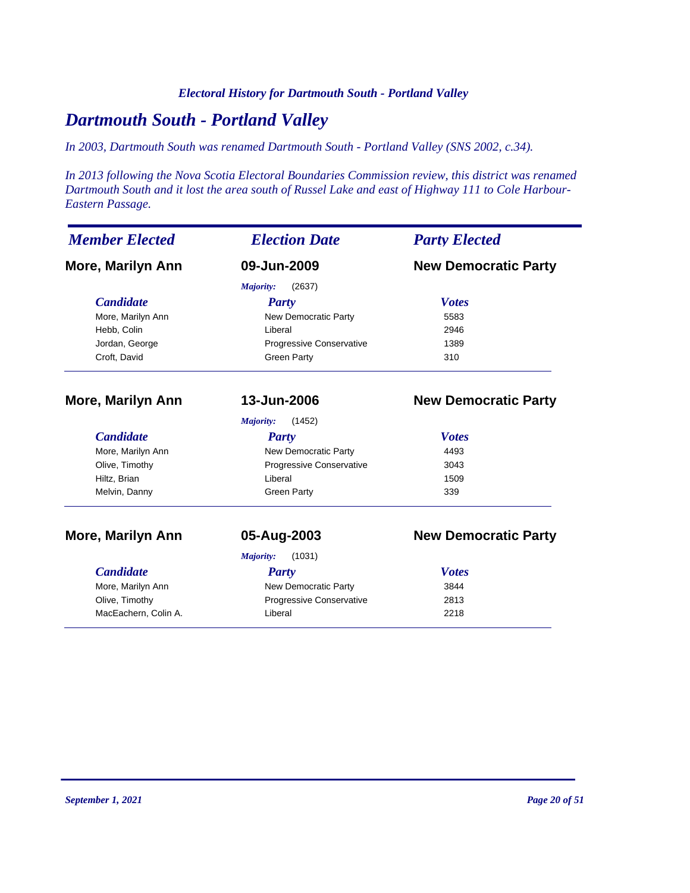## Dartmouth South - Portland Valley

*In 2003, Dartmouth South was renamed Dartmouth South - Portland Valley (SNS 2002, c.34).*

*In 2013 following the Nova Scotia Electoral Boundaries Commission review, this district was renamed Dartmouth South and it lost the area south of Russel Lake and east of Highway 111 to Cole Harbour-Eastern Passage.*

| *Member Elected* | *Election Date* | *Party Elected* |
|---|---|---|
| **More, Marilyn Ann** | **09-Jun-2009** | **New Democratic Party** |

*Majority:* (2637)

| *Candidate* | *Party* | *Votes* |
|---|---|---|
| More, Marilyn Ann | New Democratic Party | 5583 |
| Hebb, Colin | Liberal | 2946 |
| Jordan, George | Progressive Conservative | 1389 |
| Croft, David | Green Party | 310 |

| *Member Elected* | *Election Date* | *Party Elected* |
|---|---|---|
| **More, Marilyn Ann** | **13-Jun-2006** | **New Democratic Party** |

*Majority:* (1452)

| *Candidate* | *Party* | *Votes* |
|---|---|---|
| More, Marilyn Ann | New Democratic Party | 4493 |
| Olive, Timothy | Progressive Conservative | 3043 |
| Hiltz, Brian | Liberal | 1509 |
| Melvin, Danny | Green Party | 339 |

| *Member Elected* | *Election Date* | *Party Elected* |
|---|---|---|
| **More, Marilyn Ann** | **05-Aug-2003** | **New Democratic Party** |

*Majority:* (1031)

| *Candidate* | *Party* | *Votes* |
|---|---|---|
| More, Marilyn Ann | New Democratic Party | 3844 |
| Olive, Timothy | Progressive Conservative | 2813 |
| MacEachern, Colin A. | Liberal | 2218 |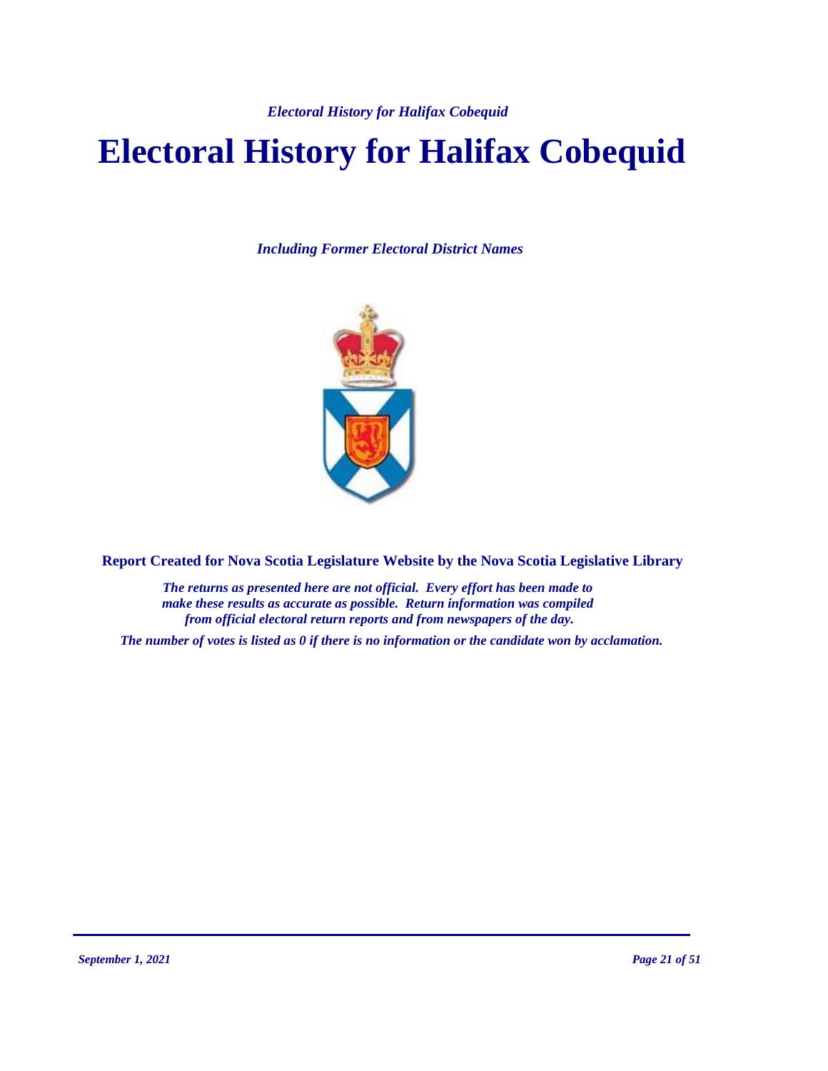# Electoral History for Halifax Cobequid

*Including Former Electoral District Names*

**Report Created for Nova Scotia Legislature Website by the Nova Scotia Legislative Library**

*The returns as presented here are not official. Every effort has been made to make these results as accurate as possible. Return information was compiled from official electoral return reports and from newspapers of the day.*

*The number of votes is listed as 0 if there is no information or the candidate won by acclamation.*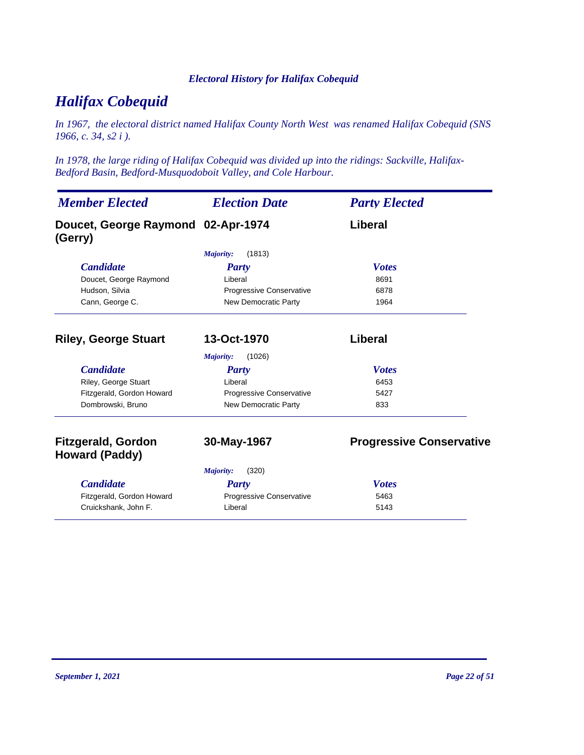# Halifax Cobequid

*In 1967, the electoral district named Halifax County North West was renamed Halifax Cobequid (SNS 1966, c. 34, s2 i ).*

*In 1978, the large riding of Halifax Cobequid was divided up into the ridings: Sackville, Halifax-Bedford Basin, Bedford-Musquodoboit Valley, and Cole Harbour.*

| *Member Elected* | *Election Date* | *Party Elected* |
|---|---|---|
| **Doucet, George Raymond (Gerry)** | **02-Apr-1974** | **Liberal** |

*Majority:* (1813)

| *Candidate* | *Party* | *Votes* |
|---|---|---|
| Doucet, George Raymond | Liberal | 8691 |
| Hudson, Silvia | Progressive Conservative | 6878 |
| Cann, George C. | New Democratic Party | 1964 |

| *Member Elected* | *Election Date* | *Party Elected* |
|---|---|---|
| **Riley, George Stuart** | **13-Oct-1970** | **Liberal** |

*Majority:* (1026)

| *Candidate* | *Party* | *Votes* |
|---|---|---|
| Riley, George Stuart | Liberal | 6453 |
| Fitzgerald, Gordon Howard | Progressive Conservative | 5427 |
| Dombrowski, Bruno | New Democratic Party | 833 |

| *Member Elected* | *Election Date* | *Party Elected* |
|---|---|---|
| **Fitzgerald, Gordon Howard (Paddy)** | **30-May-1967** | **Progressive Conservative** |

*Majority:* (320)

| *Candidate* | *Party* | *Votes* |
|---|---|---|
| Fitzgerald, Gordon Howard | Progressive Conservative | 5463 |
| Cruickshank, John F. | Liberal | 5143 |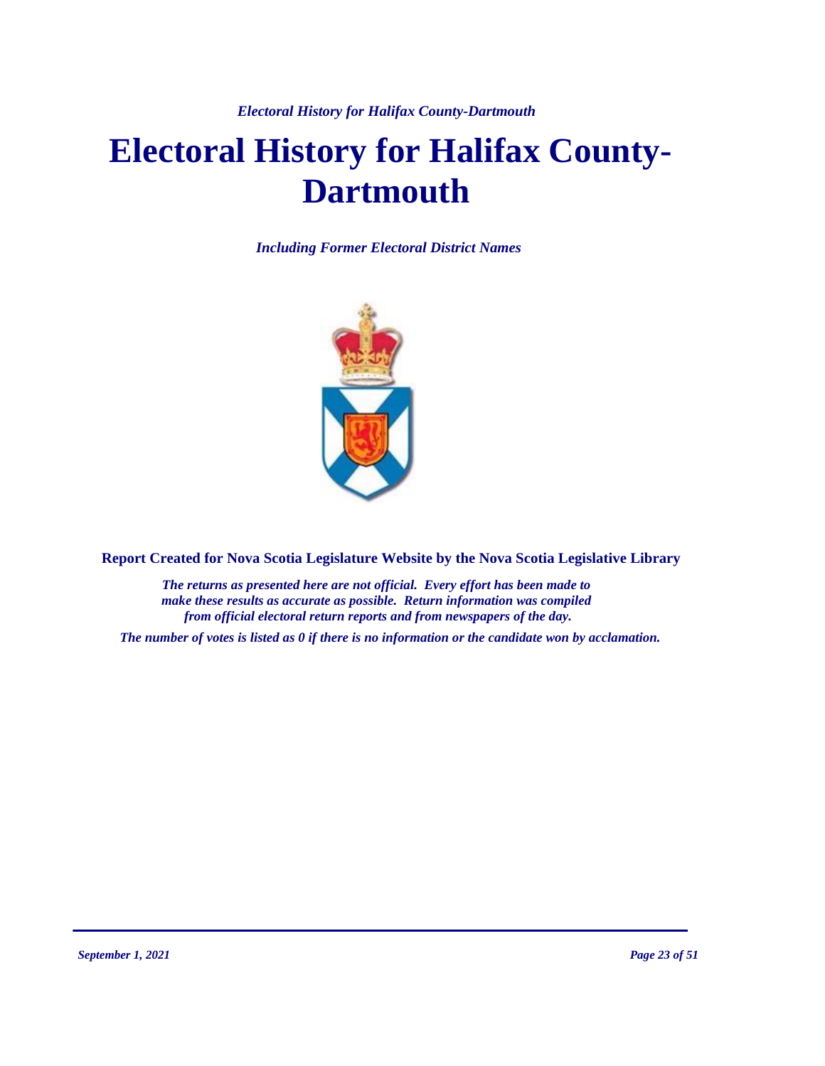# Electoral History for Halifax County-Dartmouth

***Including Former Electoral District Names***

**Report Created for Nova Scotia Legislature Website by the Nova Scotia Legislative Library**

***The returns as presented here are not official. Every effort has been made to make these results as accurate as possible. Return information was compiled from official electoral return reports and from newspapers of the day.***

***The number of votes is listed as 0 if there is no information or the candidate won by acclamation.***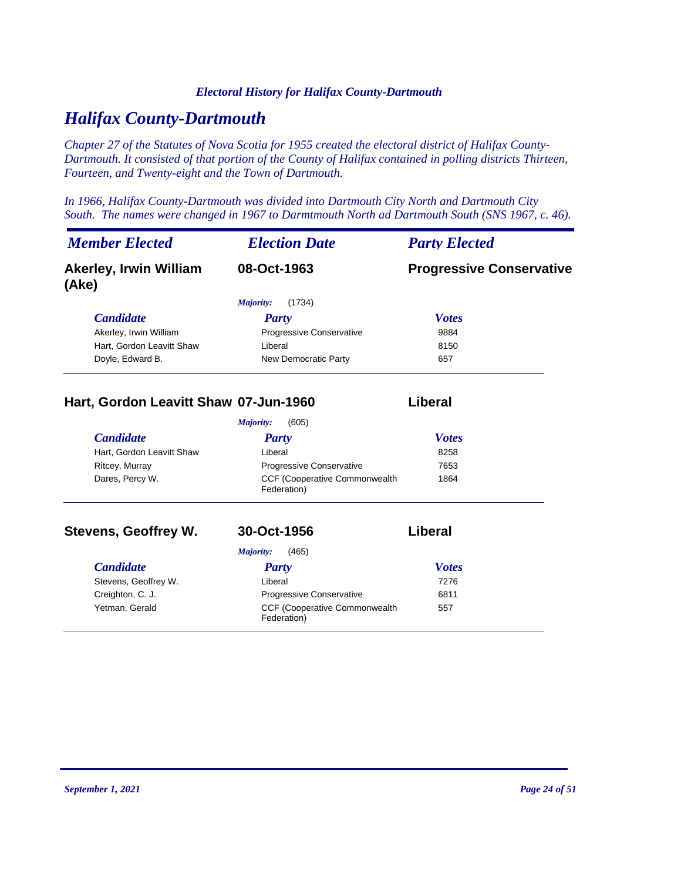# Halifax County-Dartmouth

*Chapter 27 of the Statutes of Nova Scotia for 1955 created the electoral district of Halifax County-Dartmouth. It consisted of that portion of the County of Halifax contained in polling districts Thirteen, Fourteen, and Twenty-eight and the Town of Dartmouth.*

*In 1966, Halifax County-Dartmouth was divided into Dartmouth City North and Dartmouth City South. The names were changed in 1967 to Darmtmouth North ad Dartmouth South (SNS 1967, c. 46).*

| *Member Elected* | *Election Date* | *Party Elected* |
|---|---|---|
| **Akerley, Irwin William (Ake)** | **08-Oct-1963** | **Progressive Conservative** |

*Majority:* (1734)

| *Candidate* | *Party* | *Votes* |
|---|---|---|
| Akerley, Irwin William | Progressive Conservative | 9884 |
| Hart, Gordon Leavitt Shaw | Liberal | 8150 |
| Doyle, Edward B. | New Democratic Party | 657 |

| *Member Elected* | *Election Date* | *Party Elected* |
|---|---|---|
| **Hart, Gordon Leavitt Shaw** | **07-Jun-1960** | **Liberal** |

*Majority:* (605)

| *Candidate* | *Party* | *Votes* |
|---|---|---|
| Hart, Gordon Leavitt Shaw | Liberal | 8258 |
| Ritcey, Murray | Progressive Conservative | 7653 |
| Dares, Percy W. | CCF (Cooperative Commonwealth Federation) | 1864 |

| *Member Elected* | *Election Date* | *Party Elected* |
|---|---|---|
| **Stevens, Geoffrey W.** | **30-Oct-1956** | **Liberal** |

*Majority:* (465)

| *Candidate* | *Party* | *Votes* |
|---|---|---|
| Stevens, Geoffrey W. | Liberal | 7276 |
| Creighton, C. J. | Progressive Conservative | 6811 |
| Yetman, Gerald | CCF (Cooperative Commonwealth Federation) | 557 |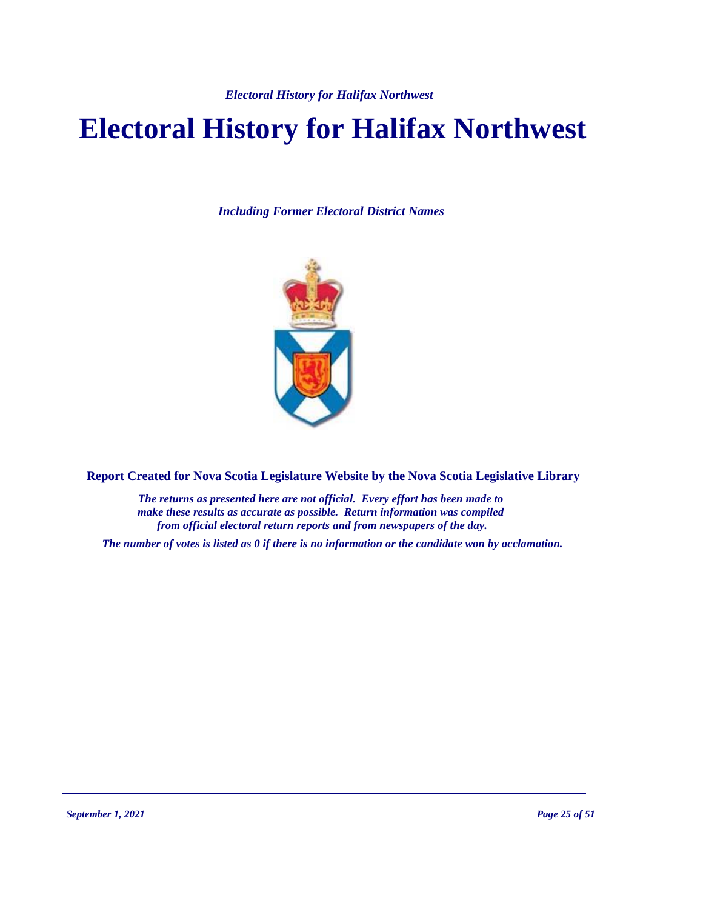# Electoral History for Halifax Northwest

*Including Former Electoral District Names*

**Report Created for Nova Scotia Legislature Website by the Nova Scotia Legislative Library**

*The returns as presented here are not official. Every effort has been made to make these results as accurate as possible. Return information was compiled from official electoral return reports and from newspapers of the day.*

*The number of votes is listed as 0 if there is no information or the candidate won by acclamation.*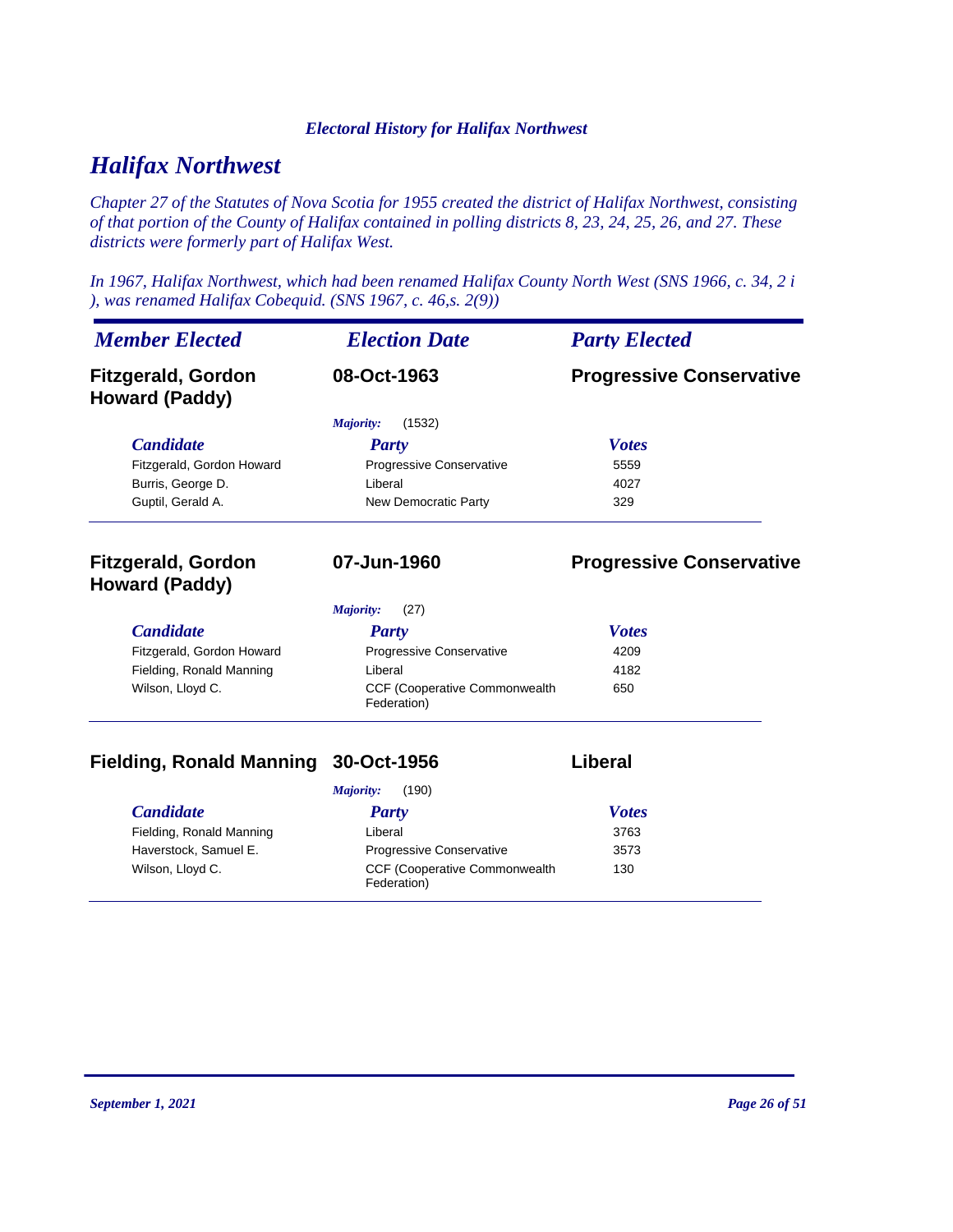## *Halifax Northwest*

*Chapter 27 of the Statutes of Nova Scotia for 1955 created the district of Halifax Northwest, consisting of that portion of the County of Halifax contained in polling districts 8, 23, 24, 25, 26, and 27. These districts were formerly part of Halifax West.*

*In 1967, Halifax Northwest, which had been renamed Halifax County North West (SNS 1966, c. 34, 2 i ), was renamed Halifax Cobequid. (SNS 1967, c. 46,s. 2(9))*

| *Member Elected* | *Election Date* | *Party Elected* |
|---|---|---|
| **Fitzgerald, Gordon Howard (Paddy)** | **08-Oct-1963** | **Progressive Conservative** |

*Majority:* (1532)

| *Candidate* | *Party* | *Votes* |
|---|---|---|
| Fitzgerald, Gordon Howard | Progressive Conservative | 5559 |
| Burris, George D. | Liberal | 4027 |
| Guptil, Gerald A. | New Democratic Party | 329 |

| *Member Elected* | *Election Date* | *Party Elected* |
|---|---|---|
| **Fitzgerald, Gordon Howard (Paddy)** | **07-Jun-1960** | **Progressive Conservative** |

*Majority:* (27)

| *Candidate* | *Party* | *Votes* |
|---|---|---|
| Fitzgerald, Gordon Howard | Progressive Conservative | 4209 |
| Fielding, Ronald Manning | Liberal | 4182 |
| Wilson, Lloyd C. | CCF (Cooperative Commonwealth Federation) | 650 |

| *Member Elected* | *Election Date* | *Party Elected* |
|---|---|---|
| **Fielding, Ronald Manning** | **30-Oct-1956** | **Liberal** |

*Majority:* (190)

| *Candidate* | *Party* | *Votes* |
|---|---|---|
| Fielding, Ronald Manning | Liberal | 3763 |
| Haverstock, Samuel E. | Progressive Conservative | 3573 |
| Wilson, Lloyd C. | CCF (Cooperative Commonwealth Federation) | 130 |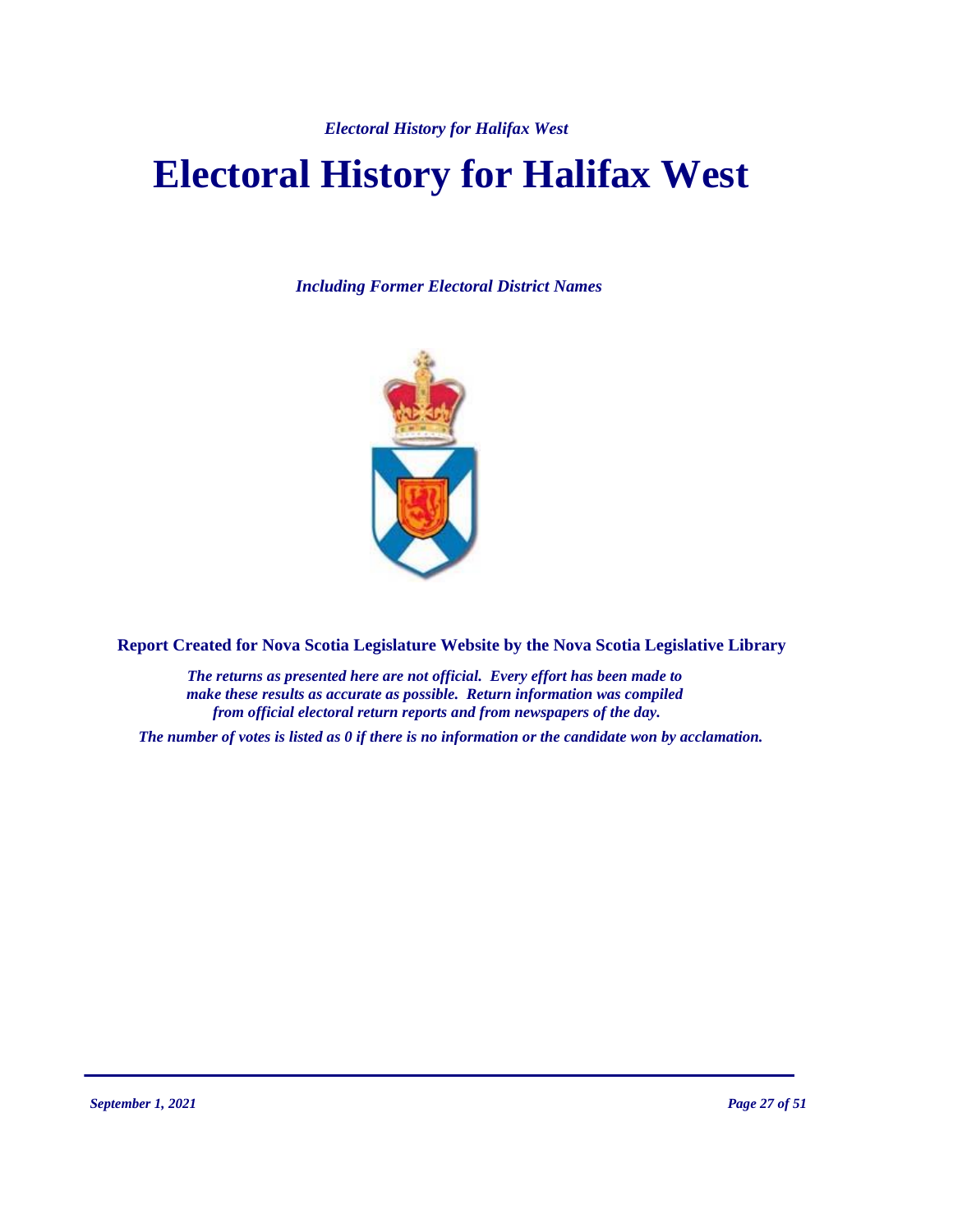# Electoral History for Halifax West

*Including Former Electoral District Names*

**Report Created for Nova Scotia Legislature Website by the Nova Scotia Legislative Library**

*The returns as presented here are not official. Every effort has been made to make these results as accurate as possible. Return information was compiled from official electoral return reports and from newspapers of the day.*

*The number of votes is listed as 0 if there is no information or the candidate won by acclamation.*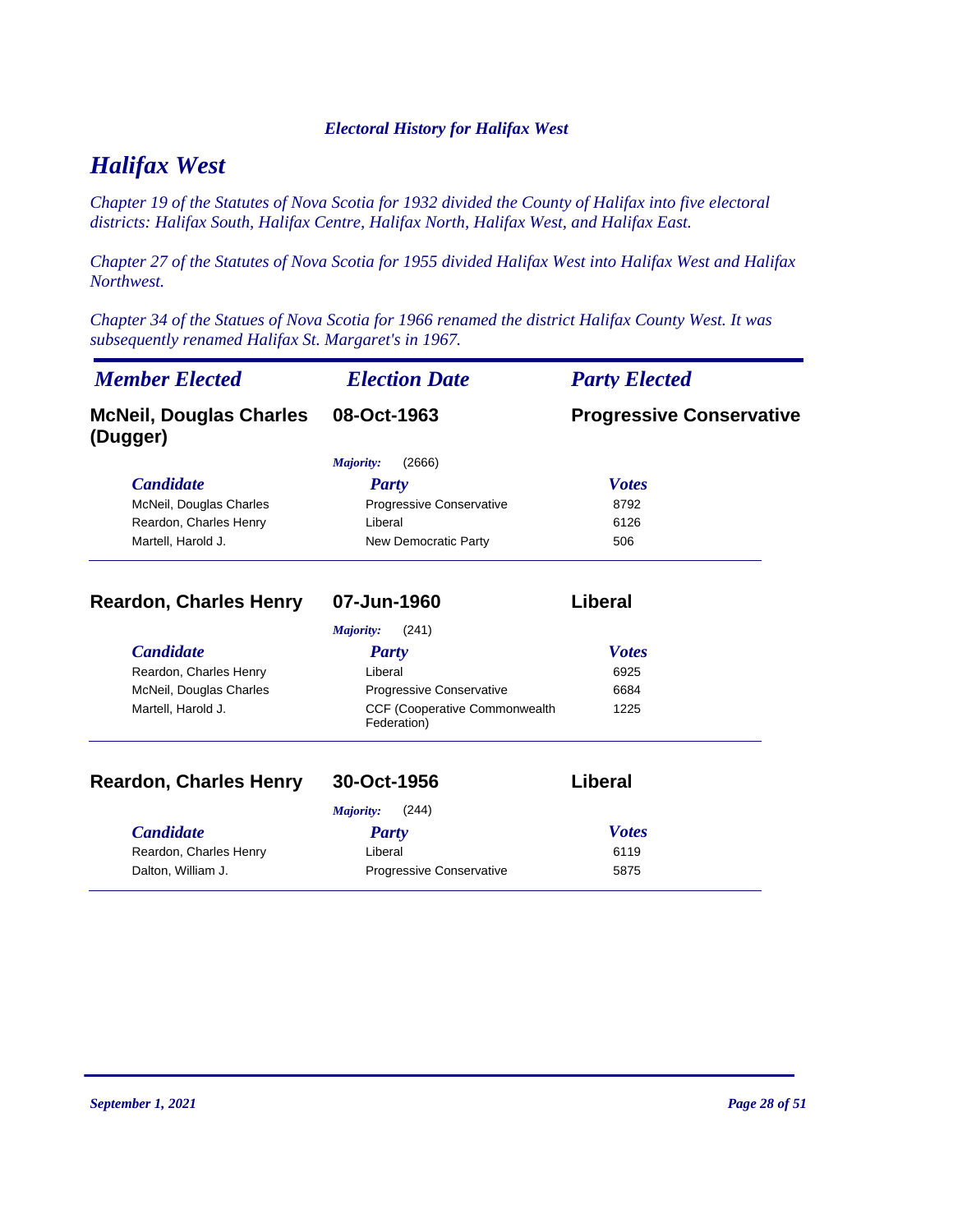*Electoral History for Halifax West*

# *Halifax West*

*Chapter 19 of the Statutes of Nova Scotia for 1932 divided the County of Halifax into five electoral districts: Halifax South, Halifax Centre, Halifax North, Halifax West, and Halifax East.*

*Chapter 27 of the Statutes of Nova Scotia for 1955 divided Halifax West into Halifax West and Halifax Northwest.*

*Chapter 34 of the Statues of Nova Scotia for 1966 renamed the district Halifax County West. It was subsequently renamed Halifax St. Margaret's in 1967.*

| *Member Elected* | *Election Date* | *Party Elected* |
|---|---|---|
| **McNeil, Douglas Charles (Dugger)** | **08-Oct-1963** | **Progressive Conservative** |

*Majority:* (2666)

| *Candidate* | *Party* | *Votes* |
|---|---|---|
| McNeil, Douglas Charles | Progressive Conservative | 8792 |
| Reardon, Charles Henry | Liberal | 6126 |
| Martell, Harold J. | New Democratic Party | 506 |

| *Member Elected* | *Election Date* | *Party Elected* |
|---|---|---|
| **Reardon, Charles Henry** | **07-Jun-1960** | **Liberal** |

*Majority:* (241)

| *Candidate* | *Party* | *Votes* |
|---|---|---|
| Reardon, Charles Henry | Liberal | 6925 |
| McNeil, Douglas Charles | Progressive Conservative | 6684 |
| Martell, Harold J. | CCF (Cooperative Commonwealth Federation) | 1225 |

| *Member Elected* | *Election Date* | *Party Elected* |
|---|---|---|
| **Reardon, Charles Henry** | **30-Oct-1956** | **Liberal** |

*Majority:* (244)

| *Candidate* | *Party* | *Votes* |
|---|---|---|
| Reardon, Charles Henry | Liberal | 6119 |
| Dalton, William J. | Progressive Conservative | 5875 |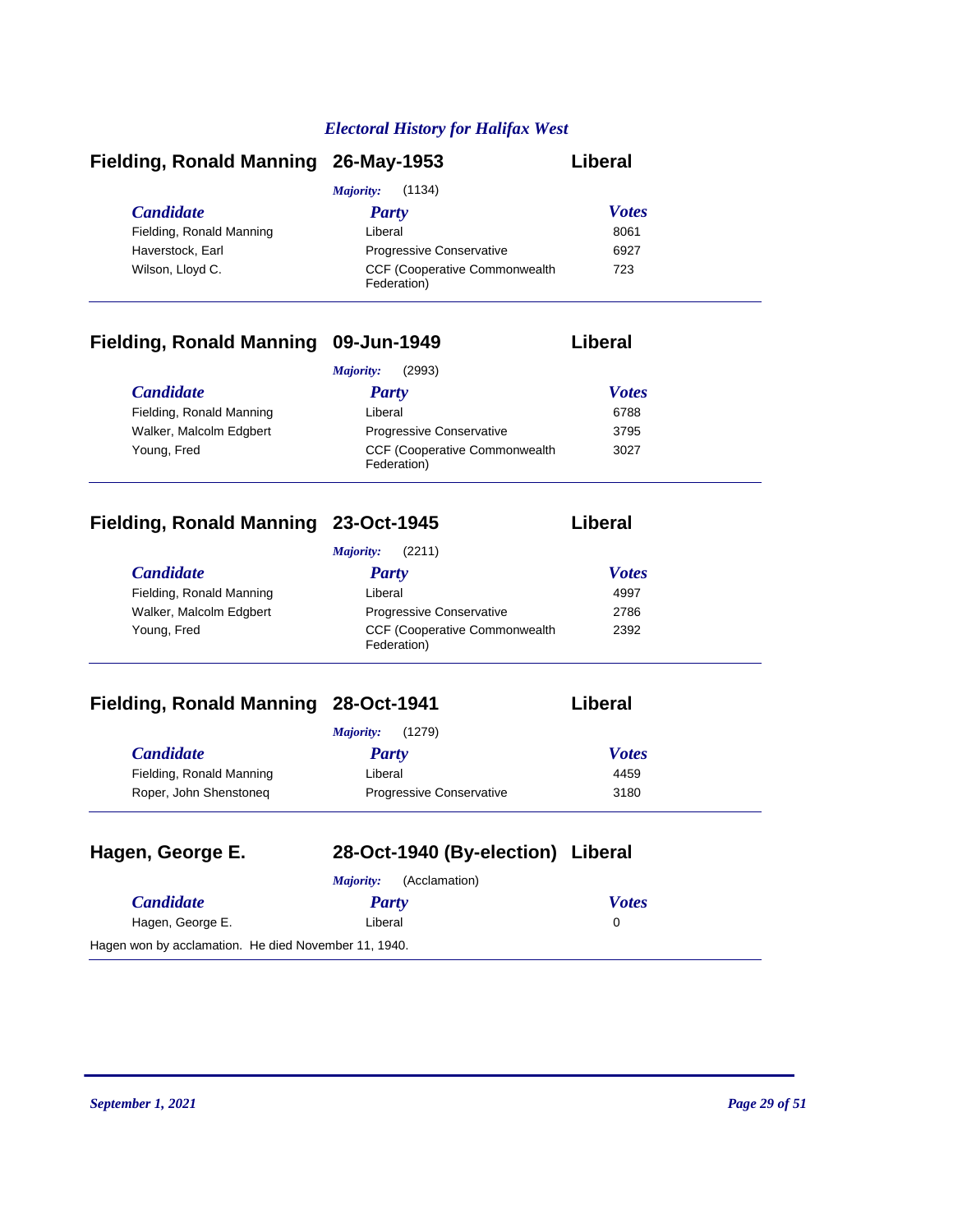## Electral History for Halifax West

### Fielding, Ronald Manning — 26-May-1953 — Liberal

*Majority:* (1134)

| *Candidate* | *Party* | *Votes* |
|---|---|---|
| Fielding, Ronald Manning | Liberal | 8061 |
| Haverstock, Earl | Progressive Conservative | 6927 |
| Wilson, Lloyd C. | CCF (Cooperative Commonwealth Federation) | 723 |

### Fielding, Ronald Manning — 09-Jun-1949 — Liberal

*Majority:* (2993)

| *Candidate* | *Party* | *Votes* |
|---|---|---|
| Fielding, Ronald Manning | Liberal | 6788 |
| Walker, Malcolm Edgbert | Progressive Conservative | 3795 |
| Young, Fred | CCF (Cooperative Commonwealth Federation) | 3027 |

### Fielding, Ronald Manning — 23-Oct-1945 — Liberal

*Majority:* (2211)

| *Candidate* | *Party* | *Votes* |
|---|---|---|
| Fielding, Ronald Manning | Liberal | 4997 |
| Walker, Malcolm Edgbert | Progressive Conservative | 2786 |
| Young, Fred | CCF (Cooperative Commonwealth Federation) | 2392 |

### Fielding, Ronald Manning — 28-Oct-1941 — Liberal

*Majority:* (1279)

| *Candidate* | *Party* | *Votes* |
|---|---|---|
| Fielding, Ronald Manning | Liberal | 4459 |
| Roper, John Shenstoneq | Progressive Conservative | 3180 |

### Hagen, George E. — 28-Oct-1940 (By-election) — Liberal

*Majority:* (Acclamation)

| *Candidate* | *Party* | *Votes* |
|---|---|---|
| Hagen, George E. | Liberal | 0 |

Hagen won by acclamation. He died November 11, 1940.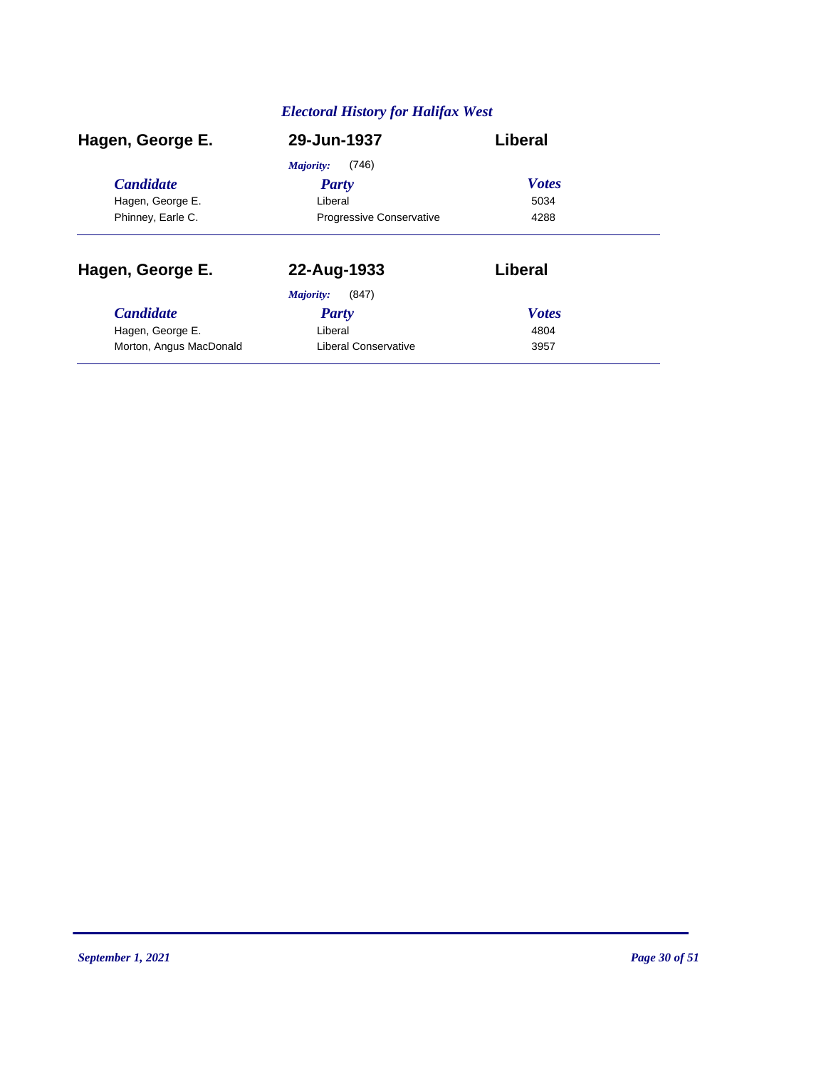## *Electoral History for Halifax West*

### Hagen, George E. — 29-Jun-1937 — Liberal

*Majority:* (746)

| *Candidate* | *Party* | *Votes* |
| --- | --- | --- |
| Hagen, George E. | Liberal | 5034 |
| Phinney, Earle C. | Progressive Conservative | 4288 |

### Hagen, George E. — 22-Aug-1933 — Liberal

*Majority:* (847)

| *Candidate* | *Party* | *Votes* |
| --- | --- | --- |
| Hagen, George E. | Liberal | 4804 |
| Morton, Angus MacDonald | Liberal Conservative | 3957 |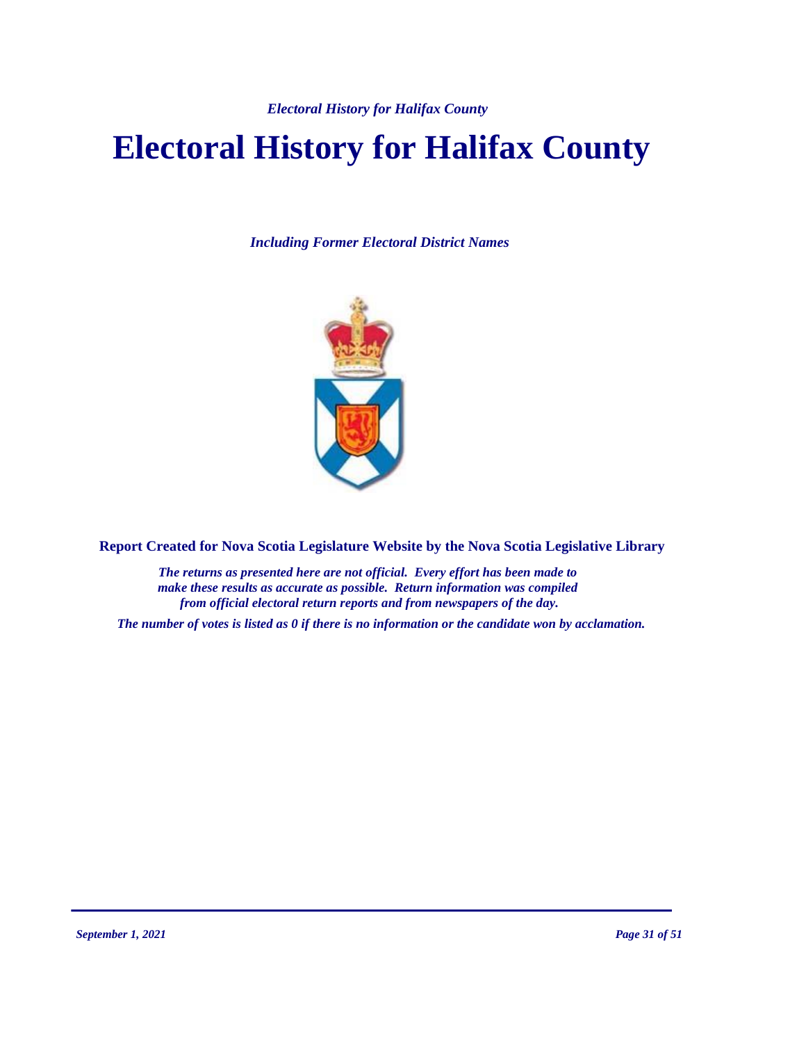# Electoral History for Halifax County

***Including Former Electoral District Names***

**Report Created for Nova Scotia Legislature Website by the Nova Scotia Legislative Library**

***The returns as presented here are not official. Every effort has been made to make these results as accurate as possible. Return information was compiled from official electoral return reports and from newspapers of the day.***

***The number of votes is listed as 0 if there is no information or the candidate won by acclamation.***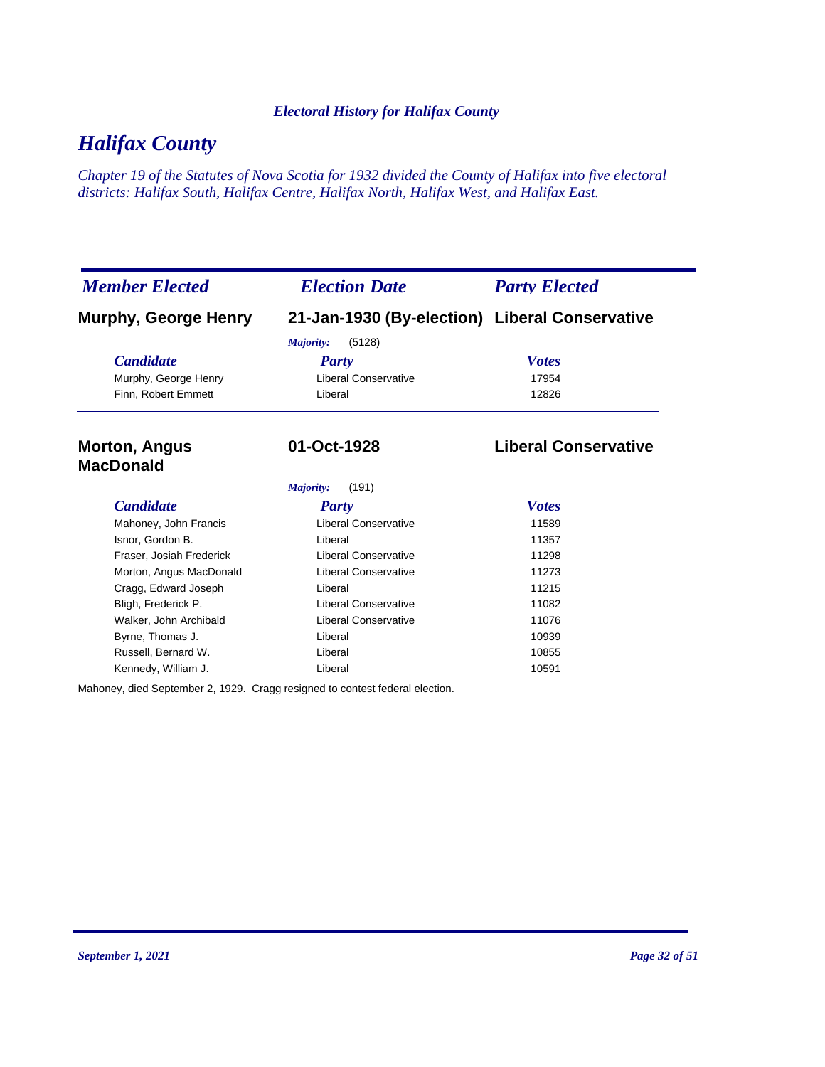*Electoral History for Halifax County*

# *Halifax County*

*Chapter 19 of the Statutes of Nova Scotia for 1932 divided the County of Halifax into five electoral districts: Halifax South, Halifax Centre, Halifax North, Halifax West, and Halifax East.*

| *Member Elected* | *Election Date* | *Party Elected* |
|---|---|---|
| **Murphy, George Henry** | **21-Jan-1930 (By-election)** | **Liberal Conservative** |

*Majority:* (5128)

| *Candidate* | *Party* | *Votes* |
|---|---|---|
| Murphy, George Henry | Liberal Conservative | 17954 |
| Finn, Robert Emmett | Liberal | 12826 |

| *Member Elected* | *Election Date* | *Party Elected* |
|---|---|---|
| **Morton, Angus MacDonald** | **01-Oct-1928** | **Liberal Conservative** |

*Majority:* (191)

| *Candidate* | *Party* | *Votes* |
|---|---|---|
| Mahoney, John Francis | Liberal Conservative | 11589 |
| Isnor, Gordon B. | Liberal | 11357 |
| Fraser, Josiah Frederick | Liberal Conservative | 11298 |
| Morton, Angus MacDonald | Liberal Conservative | 11273 |
| Cragg, Edward Joseph | Liberal | 11215 |
| Bligh, Frederick P. | Liberal Conservative | 11082 |
| Walker, John Archibald | Liberal Conservative | 11076 |
| Byrne, Thomas J. | Liberal | 10939 |
| Russell, Bernard W. | Liberal | 10855 |
| Kennedy, William J. | Liberal | 10591 |

Mahoney, died September 2, 1929. Cragg resigned to contest federal election.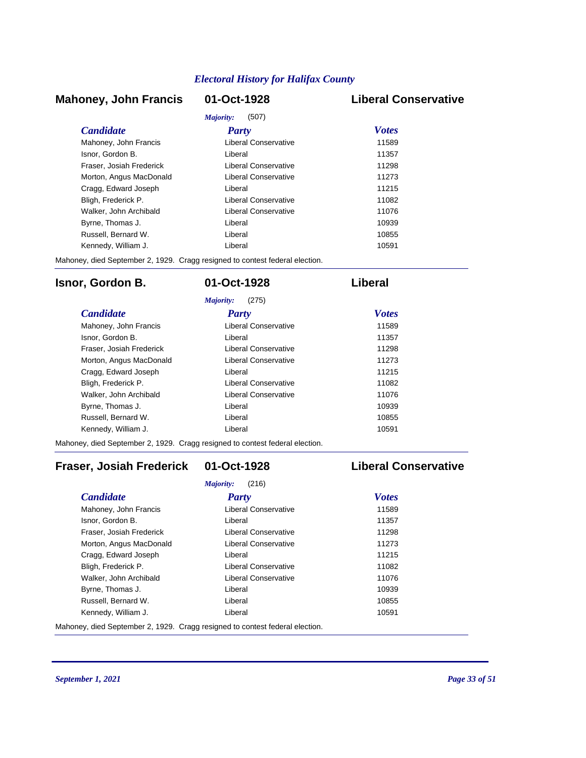## Mahoney, John Francis | 01-Oct-1928 | Liberal Conservative

*Majority:* (507)

| *Candidate* | *Party* | *Votes* |
|---|---|---|
| Mahoney, John Francis | Liberal Conservative | 11589 |
| Isnor, Gordon B. | Liberal | 11357 |
| Fraser, Josiah Frederick | Liberal Conservative | 11298 |
| Morton, Angus MacDonald | Liberal Conservative | 11273 |
| Cragg, Edward Joseph | Liberal | 11215 |
| Bligh, Frederick P. | Liberal Conservative | 11082 |
| Walker, John Archibald | Liberal Conservative | 11076 |
| Byrne, Thomas J. | Liberal | 10939 |
| Russell, Bernard W. | Liberal | 10855 |
| Kennedy, William J. | Liberal | 10591 |

Mahoney, died September 2, 1929. Cragg resigned to contest federal election.

## Isnor, Gordon B. | 01-Oct-1928 | Liberal

*Majority:* (275)

| *Candidate* | *Party* | *Votes* |
|---|---|---|
| Mahoney, John Francis | Liberal Conservative | 11589 |
| Isnor, Gordon B. | Liberal | 11357 |
| Fraser, Josiah Frederick | Liberal Conservative | 11298 |
| Morton, Angus MacDonald | Liberal Conservative | 11273 |
| Cragg, Edward Joseph | Liberal | 11215 |
| Bligh, Frederick P. | Liberal Conservative | 11082 |
| Walker, John Archibald | Liberal Conservative | 11076 |
| Byrne, Thomas J. | Liberal | 10939 |
| Russell, Bernard W. | Liberal | 10855 |
| Kennedy, William J. | Liberal | 10591 |

Mahoney, died September 2, 1929. Cragg resigned to contest federal election.

## Fraser, Josiah Frederick | 01-Oct-1928 | Liberal Conservative

*Majority:* (216)

| *Candidate* | *Party* | *Votes* |
|---|---|---|
| Mahoney, John Francis | Liberal Conservative | 11589 |
| Isnor, Gordon B. | Liberal | 11357 |
| Fraser, Josiah Frederick | Liberal Conservative | 11298 |
| Morton, Angus MacDonald | Liberal Conservative | 11273 |
| Cragg, Edward Joseph | Liberal | 11215 |
| Bligh, Frederick P. | Liberal Conservative | 11082 |
| Walker, John Archibald | Liberal Conservative | 11076 |
| Byrne, Thomas J. | Liberal | 10939 |
| Russell, Bernard W. | Liberal | 10855 |
| Kennedy, William J. | Liberal | 10591 |

Mahoney, died September 2, 1929. Cragg resigned to contest federal election.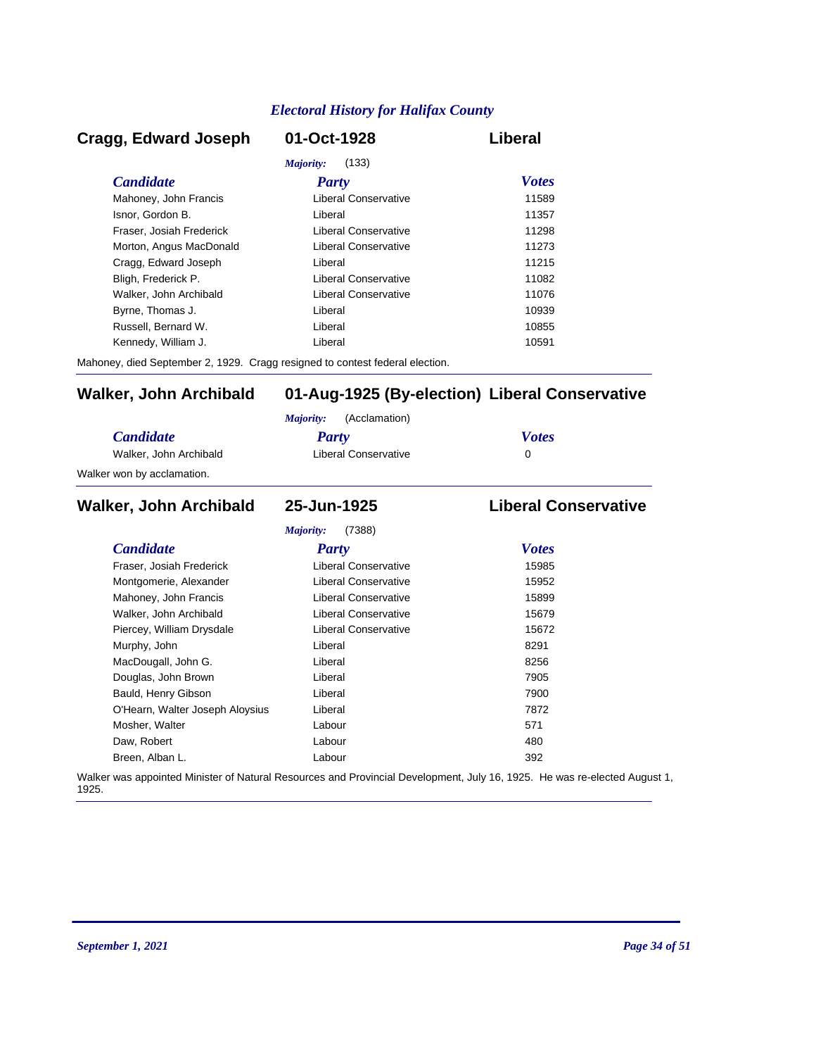## Cragg, Edward Joseph — 01-Oct-1928 — Liberal

*Majority:* (133)

| *Candidate* | *Party* | *Votes* |
|---|---|---|
| Mahoney, John Francis | Liberal Conservative | 11589 |
| Isnor, Gordon B. | Liberal | 11357 |
| Fraser, Josiah Frederick | Liberal Conservative | 11298 |
| Morton, Angus MacDonald | Liberal Conservative | 11273 |
| Cragg, Edward Joseph | Liberal | 11215 |
| Bligh, Frederick P. | Liberal Conservative | 11082 |
| Walker, John Archibald | Liberal Conservative | 11076 |
| Byrne, Thomas J. | Liberal | 10939 |
| Russell, Bernard W. | Liberal | 10855 |
| Kennedy, William J. | Liberal | 10591 |

Mahoney, died September 2, 1929. Cragg resigned to contest federal election.

---

## Walker, John Archibald — 01-Aug-1925 (By-election) — Liberal Conservative

*Majority:* (Acclamation)

| *Candidate* | *Party* | *Votes* |
|---|---|---|
| Walker, John Archibald | Liberal Conservative | 0 |

Walker won by acclamation.

---

## Walker, John Archibald — 25-Jun-1925 — Liberal Conservative

*Majority:* (7388)

| *Candidate* | *Party* | *Votes* |
|---|---|---|
| Fraser, Josiah Frederick | Liberal Conservative | 15985 |
| Montgomerie, Alexander | Liberal Conservative | 15952 |
| Mahoney, John Francis | Liberal Conservative | 15899 |
| Walker, John Archibald | Liberal Conservative | 15679 |
| Piercey, William Drysdale | Liberal Conservative | 15672 |
| Murphy, John | Liberal | 8291 |
| MacDougall, John G. | Liberal | 8256 |
| Douglas, John Brown | Liberal | 7905 |
| Bauld, Henry Gibson | Liberal | 7900 |
| O'Hearn, Walter Joseph Aloysius | Liberal | 7872 |
| Mosher, Walter | Labour | 571 |
| Daw, Robert | Labour | 480 |
| Breen, Alban L. | Labour | 392 |

Walker was appointed Minister of Natural Resources and Provincial Development, July 16, 1925. He was re-elected August 1, 1925.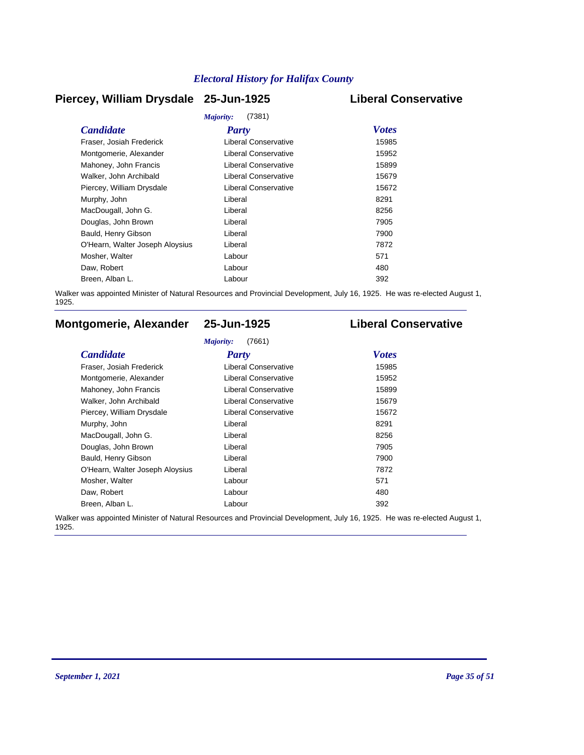## Piercey, William Drysdale — 25-Jun-1925 — Liberal Conservative

*Majority:* (7381)

| *Candidate* | *Party* | *Votes* |
|---|---|---|
| Fraser, Josiah Frederick | Liberal Conservative | 15985 |
| Montgomerie, Alexander | Liberal Conservative | 15952 |
| Mahoney, John Francis | Liberal Conservative | 15899 |
| Walker, John Archibald | Liberal Conservative | 15679 |
| Piercey, William Drysdale | Liberal Conservative | 15672 |
| Murphy, John | Liberal | 8291 |
| MacDougall, John G. | Liberal | 8256 |
| Douglas, John Brown | Liberal | 7905 |
| Bauld, Henry Gibson | Liberal | 7900 |
| O'Hearn, Walter Joseph Aloysius | Liberal | 7872 |
| Mosher, Walter | Labour | 571 |
| Daw, Robert | Labour | 480 |
| Breen, Alban L. | Labour | 392 |

Walker was appointed Minister of Natural Resources and Provincial Development, July 16, 1925. He was re-elected August 1, 1925.

## Montgomerie, Alexander — 25-Jun-1925 — Liberal Conservative

*Majority:* (7661)

| *Candidate* | *Party* | *Votes* |
|---|---|---|
| Fraser, Josiah Frederick | Liberal Conservative | 15985 |
| Montgomerie, Alexander | Liberal Conservative | 15952 |
| Mahoney, John Francis | Liberal Conservative | 15899 |
| Walker, John Archibald | Liberal Conservative | 15679 |
| Piercey, William Drysdale | Liberal Conservative | 15672 |
| Murphy, John | Liberal | 8291 |
| MacDougall, John G. | Liberal | 8256 |
| Douglas, John Brown | Liberal | 7905 |
| Bauld, Henry Gibson | Liberal | 7900 |
| O'Hearn, Walter Joseph Aloysius | Liberal | 7872 |
| Mosher, Walter | Labour | 571 |
| Daw, Robert | Labour | 480 |
| Breen, Alban L. | Labour | 392 |

Walker was appointed Minister of Natural Resources and Provincial Development, July 16, 1925. He was re-elected August 1, 1925.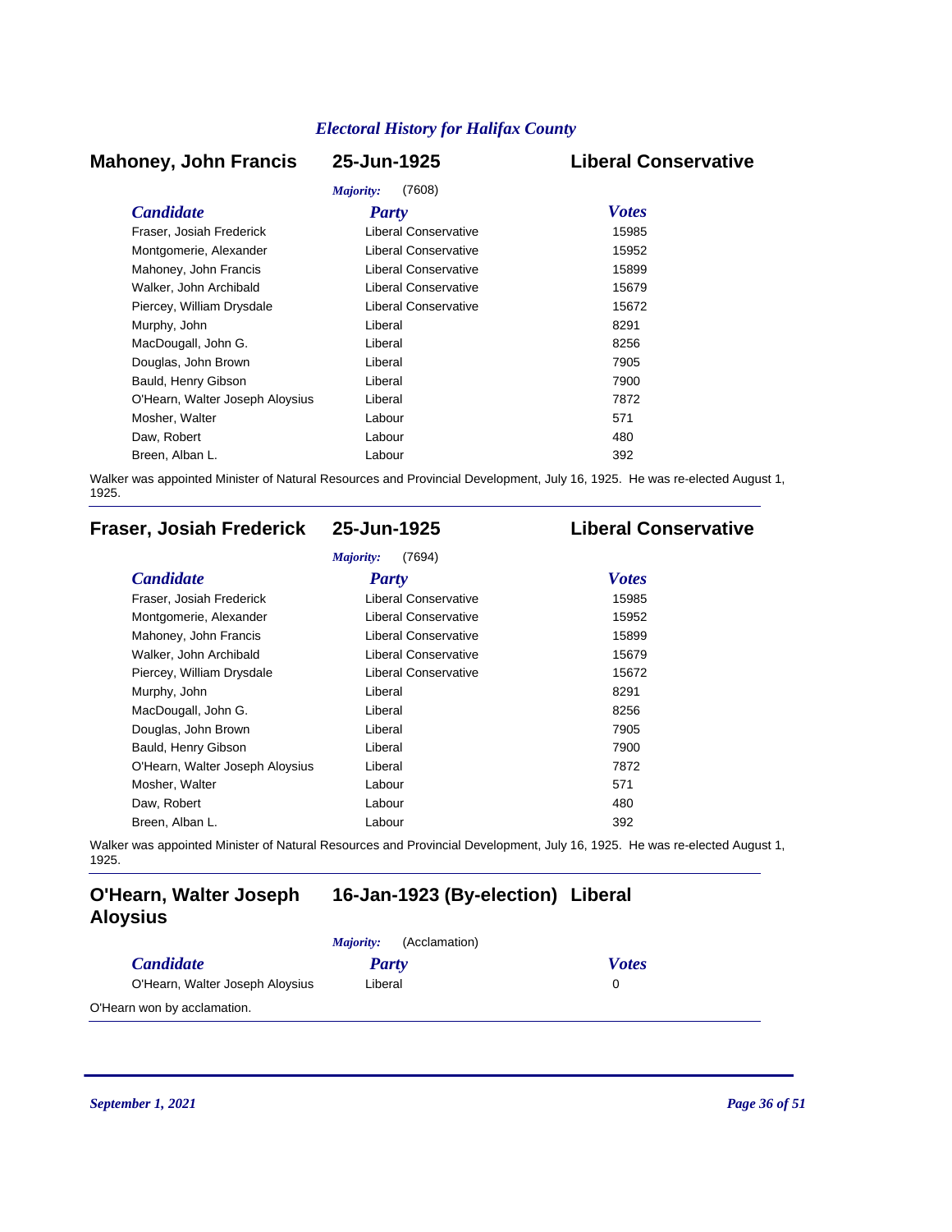## Mahoney, John Francis — 25-Jun-1925 — Liberal Conservative

*Majority:* (7608)

| *Candidate* | *Party* | *Votes* |
|---|---|---|
| Fraser, Josiah Frederick | Liberal Conservative | 15985 |
| Montgomerie, Alexander | Liberal Conservative | 15952 |
| Mahoney, John Francis | Liberal Conservative | 15899 |
| Walker, John Archibald | Liberal Conservative | 15679 |
| Piercey, William Drysdale | Liberal Conservative | 15672 |
| Murphy, John | Liberal | 8291 |
| MacDougall, John G. | Liberal | 8256 |
| Douglas, John Brown | Liberal | 7905 |
| Bauld, Henry Gibson | Liberal | 7900 |
| O'Hearn, Walter Joseph Aloysius | Liberal | 7872 |
| Mosher, Walter | Labour | 571 |
| Daw, Robert | Labour | 480 |
| Breen, Alban L. | Labour | 392 |

Walker was appointed Minister of Natural Resources and Provincial Development, July 16, 1925. He was re-elected August 1, 1925.

## Fraser, Josiah Frederick — 25-Jun-1925 — Liberal Conservative

*Majority:* (7694)

| *Candidate* | *Party* | *Votes* |
|---|---|---|
| Fraser, Josiah Frederick | Liberal Conservative | 15985 |
| Montgomerie, Alexander | Liberal Conservative | 15952 |
| Mahoney, John Francis | Liberal Conservative | 15899 |
| Walker, John Archibald | Liberal Conservative | 15679 |
| Piercey, William Drysdale | Liberal Conservative | 15672 |
| Murphy, John | Liberal | 8291 |
| MacDougall, John G. | Liberal | 8256 |
| Douglas, John Brown | Liberal | 7905 |
| Bauld, Henry Gibson | Liberal | 7900 |
| O'Hearn, Walter Joseph Aloysius | Liberal | 7872 |
| Mosher, Walter | Labour | 571 |
| Daw, Robert | Labour | 480 |
| Breen, Alban L. | Labour | 392 |

Walker was appointed Minister of Natural Resources and Provincial Development, July 16, 1925. He was re-elected August 1, 1925.

## O'Hearn, Walter Joseph Aloysius — 16-Jan-1923 (By-election) — Liberal

*Majority:* (Acclamation)

| *Candidate* | *Party* | *Votes* |
|---|---|---|
| O'Hearn, Walter Joseph Aloysius | Liberal | 0 |

O'Hearn won by acclamation.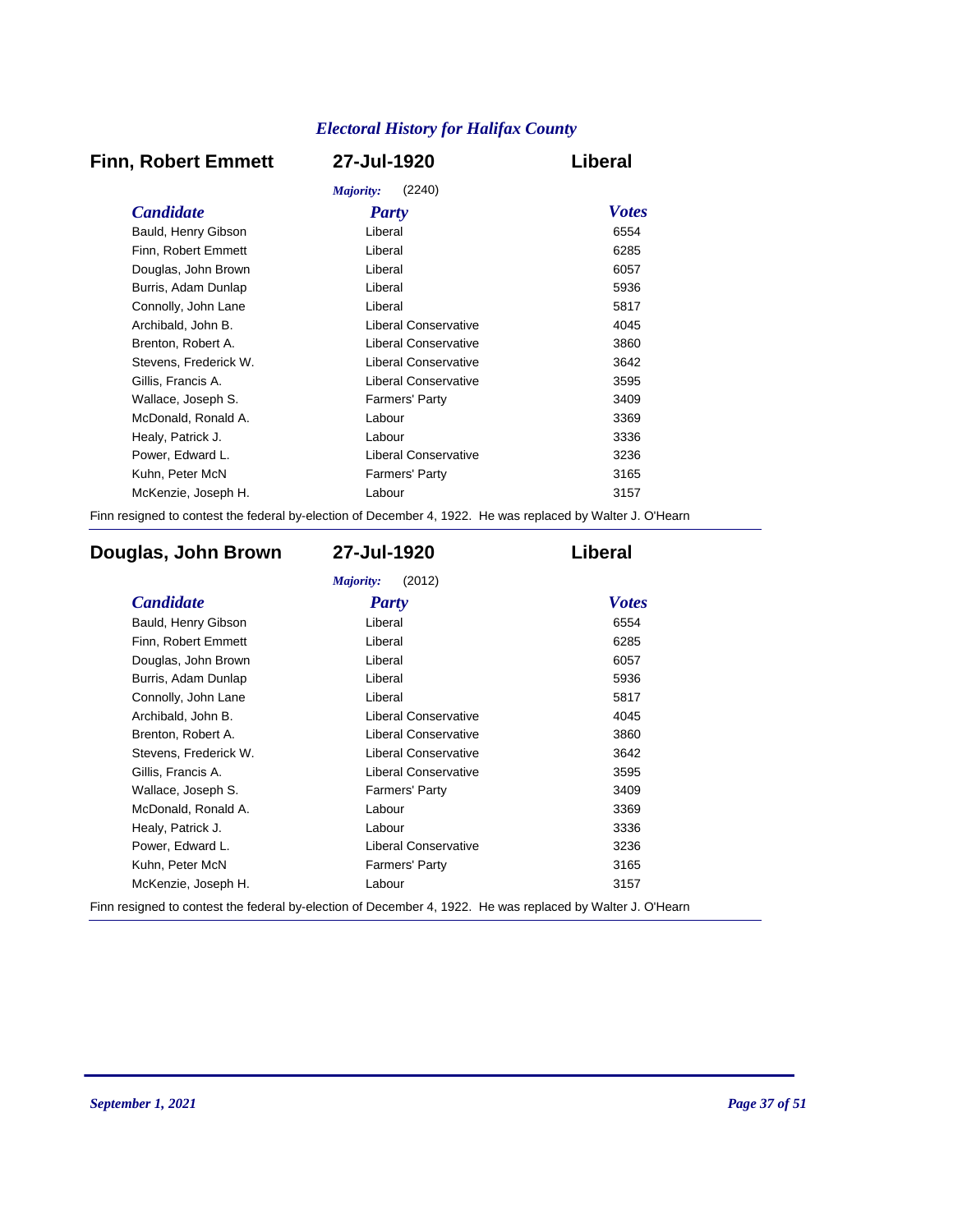## Finn, Robert Emmett — 27-Jul-1920 — Liberal

*Majority:* (2240)

| *Candidate* | *Party* | *Votes* |
|---|---|---|
| Bauld, Henry Gibson | Liberal | 6554 |
| Finn, Robert Emmett | Liberal | 6285 |
| Douglas, John Brown | Liberal | 6057 |
| Burris, Adam Dunlap | Liberal | 5936 |
| Connolly, John Lane | Liberal | 5817 |
| Archibald, John B. | Liberal Conservative | 4045 |
| Brenton, Robert A. | Liberal Conservative | 3860 |
| Stevens, Frederick W. | Liberal Conservative | 3642 |
| Gillis, Francis A. | Liberal Conservative | 3595 |
| Wallace, Joseph S. | Farmers' Party | 3409 |
| McDonald, Ronald A. | Labour | 3369 |
| Healy, Patrick J. | Labour | 3336 |
| Power, Edward L. | Liberal Conservative | 3236 |
| Kuhn, Peter McN | Farmers' Party | 3165 |
| McKenzie, Joseph H. | Labour | 3157 |

Finn resigned to contest the federal by-election of December 4, 1922. He was replaced by Walter J. O'Hearn

---

## Douglas, John Brown — 27-Jul-1920 — Liberal

*Majority:* (2012)

| *Candidate* | *Party* | *Votes* |
|---|---|---|
| Bauld, Henry Gibson | Liberal | 6554 |
| Finn, Robert Emmett | Liberal | 6285 |
| Douglas, John Brown | Liberal | 6057 |
| Burris, Adam Dunlap | Liberal | 5936 |
| Connolly, John Lane | Liberal | 5817 |
| Archibald, John B. | Liberal Conservative | 4045 |
| Brenton, Robert A. | Liberal Conservative | 3860 |
| Stevens, Frederick W. | Liberal Conservative | 3642 |
| Gillis, Francis A. | Liberal Conservative | 3595 |
| Wallace, Joseph S. | Farmers' Party | 3409 |
| McDonald, Ronald A. | Labour | 3369 |
| Healy, Patrick J. | Labour | 3336 |
| Power, Edward L. | Liberal Conservative | 3236 |
| Kuhn, Peter McN | Farmers' Party | 3165 |
| McKenzie, Joseph H. | Labour | 3157 |

Finn resigned to contest the federal by-election of December 4, 1922. He was replaced by Walter J. O'Hearn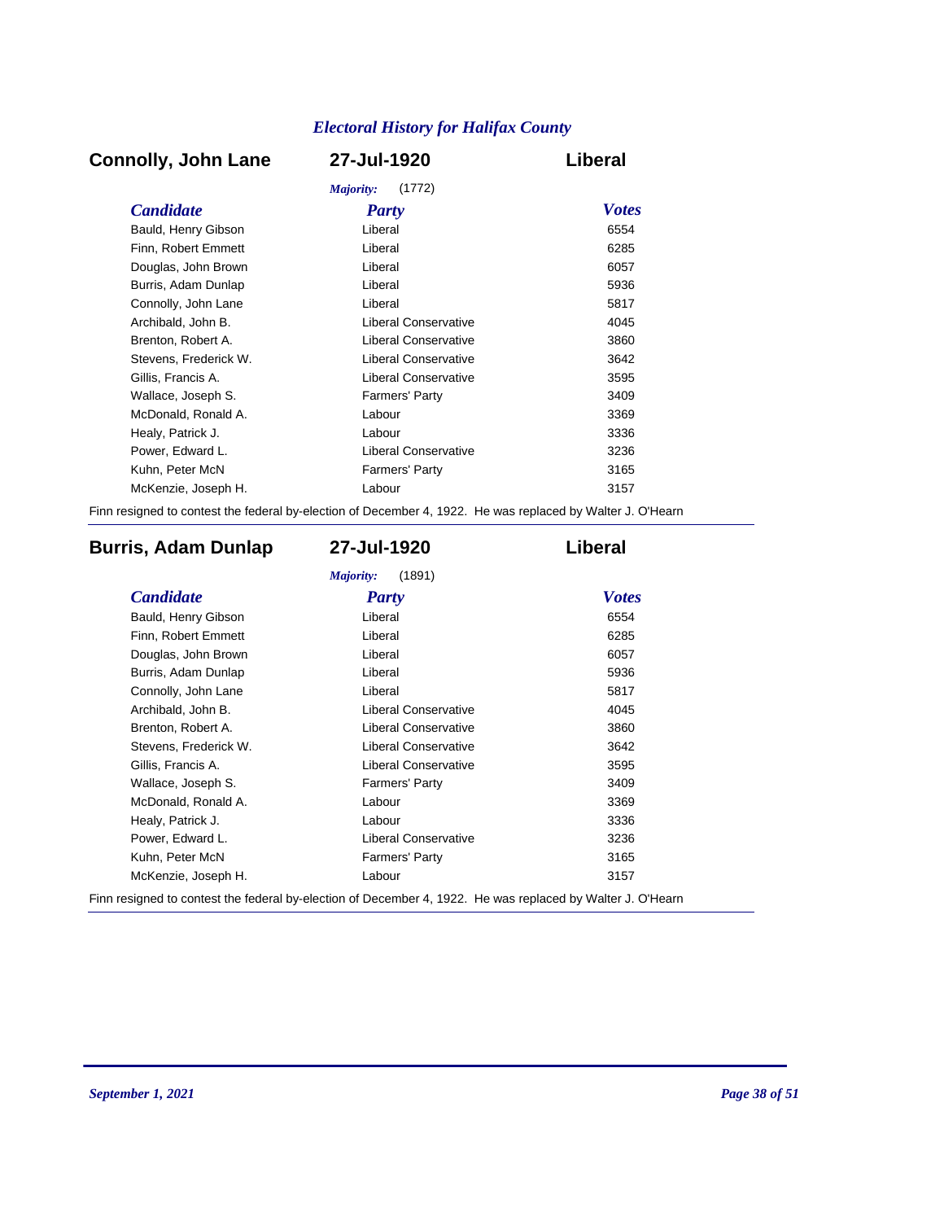## Connolly, John Lane

**27-Jul-1920** — **Liberal**

*Majority:* (1772)

| *Candidate* | *Party* | *Votes* |
|---|---|---|
| Bauld, Henry Gibson | Liberal | 6554 |
| Finn, Robert Emmett | Liberal | 6285 |
| Douglas, John Brown | Liberal | 6057 |
| Burris, Adam Dunlap | Liberal | 5936 |
| Connolly, John Lane | Liberal | 5817 |
| Archibald, John B. | Liberal Conservative | 4045 |
| Brenton, Robert A. | Liberal Conservative | 3860 |
| Stevens, Frederick W. | Liberal Conservative | 3642 |
| Gillis, Francis A. | Liberal Conservative | 3595 |
| Wallace, Joseph S. | Farmers' Party | 3409 |
| McDonald, Ronald A. | Labour | 3369 |
| Healy, Patrick J. | Labour | 3336 |
| Power, Edward L. | Liberal Conservative | 3236 |
| Kuhn, Peter McN | Farmers' Party | 3165 |
| McKenzie, Joseph H. | Labour | 3157 |

Finn resigned to contest the federal by-election of December 4, 1922. He was replaced by Walter J. O'Hearn

---

## Burris, Adam Dunlap

**27-Jul-1920** — **Liberal**

*Majority:* (1891)

| *Candidate* | *Party* | *Votes* |
|---|---|---|
| Bauld, Henry Gibson | Liberal | 6554 |
| Finn, Robert Emmett | Liberal | 6285 |
| Douglas, John Brown | Liberal | 6057 |
| Burris, Adam Dunlap | Liberal | 5936 |
| Connolly, John Lane | Liberal | 5817 |
| Archibald, John B. | Liberal Conservative | 4045 |
| Brenton, Robert A. | Liberal Conservative | 3860 |
| Stevens, Frederick W. | Liberal Conservative | 3642 |
| Gillis, Francis A. | Liberal Conservative | 3595 |
| Wallace, Joseph S. | Farmers' Party | 3409 |
| McDonald, Ronald A. | Labour | 3369 |
| Healy, Patrick J. | Labour | 3336 |
| Power, Edward L. | Liberal Conservative | 3236 |
| Kuhn, Peter McN | Farmers' Party | 3165 |
| McKenzie, Joseph H. | Labour | 3157 |

Finn resigned to contest the federal by-election of December 4, 1922. He was replaced by Walter J. O'Hearn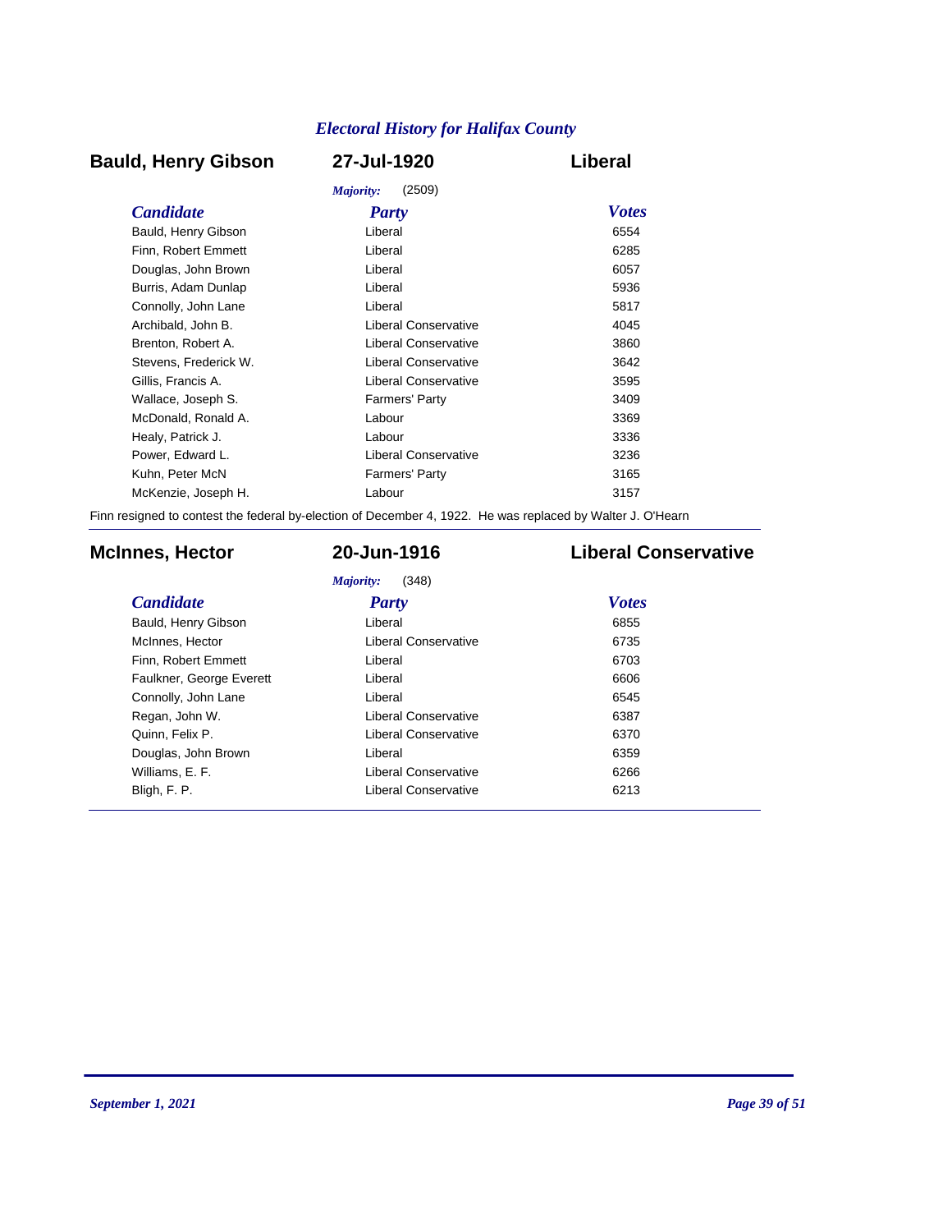## Bauld, Henry Gibson — 27-Jul-1920 — Liberal

*Majority:* (2509)

| Candidate | Party | Votes |
|---|---|---|
| Bauld, Henry Gibson | Liberal | 6554 |
| Finn, Robert Emmett | Liberal | 6285 |
| Douglas, John Brown | Liberal | 6057 |
| Burris, Adam Dunlap | Liberal | 5936 |
| Connolly, John Lane | Liberal | 5817 |
| Archibald, John B. | Liberal Conservative | 4045 |
| Brenton, Robert A. | Liberal Conservative | 3860 |
| Stevens, Frederick W. | Liberal Conservative | 3642 |
| Gillis, Francis A. | Liberal Conservative | 3595 |
| Wallace, Joseph S. | Farmers' Party | 3409 |
| McDonald, Ronald A. | Labour | 3369 |
| Healy, Patrick J. | Labour | 3336 |
| Power, Edward L. | Liberal Conservative | 3236 |
| Kuhn, Peter McN | Farmers' Party | 3165 |
| McKenzie, Joseph H. | Labour | 3157 |

Finn resigned to contest the federal by-election of December 4, 1922. He was replaced by Walter J. O'Hearn

## McInnes, Hector — 20-Jun-1916 — Liberal Conservative

*Majority:* (348)

| Candidate | Party | Votes |
|---|---|---|
| Bauld, Henry Gibson | Liberal | 6855 |
| McInnes, Hector | Liberal Conservative | 6735 |
| Finn, Robert Emmett | Liberal | 6703 |
| Faulkner, George Everett | Liberal | 6606 |
| Connolly, John Lane | Liberal | 6545 |
| Regan, John W. | Liberal Conservative | 6387 |
| Quinn, Felix P. | Liberal Conservative | 6370 |
| Douglas, John Brown | Liberal | 6359 |
| Williams, E. F. | Liberal Conservative | 6266 |
| Bligh, F. P. | Liberal Conservative | 6213 |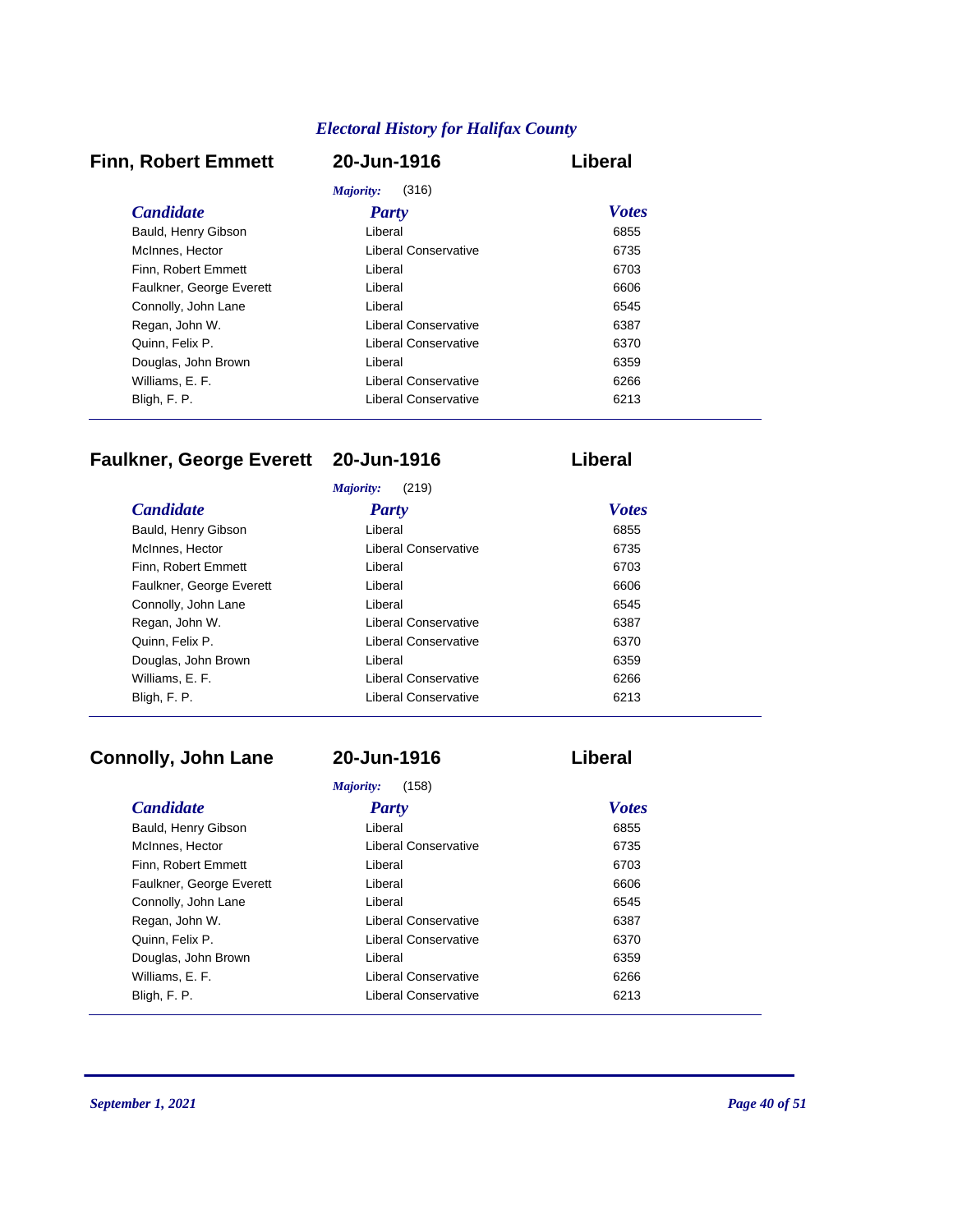## Finn, Robert Emmett — 20-Jun-1916 — Liberal

*Majority:* (316)

| *Candidate* | *Party* | *Votes* |
| --- | --- | --- |
| Bauld, Henry Gibson | Liberal | 6855 |
| McInnes, Hector | Liberal Conservative | 6735 |
| Finn, Robert Emmett | Liberal | 6703 |
| Faulkner, George Everett | Liberal | 6606 |
| Connolly, John Lane | Liberal | 6545 |
| Regan, John W. | Liberal Conservative | 6387 |
| Quinn, Felix P. | Liberal Conservative | 6370 |
| Douglas, John Brown | Liberal | 6359 |
| Williams, E. F. | Liberal Conservative | 6266 |
| Bligh, F. P. | Liberal Conservative | 6213 |

## Faulkner, George Everett — 20-Jun-1916 — Liberal

*Majority:* (219)

| *Candidate* | *Party* | *Votes* |
| --- | --- | --- |
| Bauld, Henry Gibson | Liberal | 6855 |
| McInnes, Hector | Liberal Conservative | 6735 |
| Finn, Robert Emmett | Liberal | 6703 |
| Faulkner, George Everett | Liberal | 6606 |
| Connolly, John Lane | Liberal | 6545 |
| Regan, John W. | Liberal Conservative | 6387 |
| Quinn, Felix P. | Liberal Conservative | 6370 |
| Douglas, John Brown | Liberal | 6359 |
| Williams, E. F. | Liberal Conservative | 6266 |
| Bligh, F. P. | Liberal Conservative | 6213 |

## Connolly, John Lane — 20-Jun-1916 — Liberal

*Majority:* (158)

| *Candidate* | *Party* | *Votes* |
| --- | --- | --- |
| Bauld, Henry Gibson | Liberal | 6855 |
| McInnes, Hector | Liberal Conservative | 6735 |
| Finn, Robert Emmett | Liberal | 6703 |
| Faulkner, George Everett | Liberal | 6606 |
| Connolly, John Lane | Liberal | 6545 |
| Regan, John W. | Liberal Conservative | 6387 |
| Quinn, Felix P. | Liberal Conservative | 6370 |
| Douglas, John Brown | Liberal | 6359 |
| Williams, E. F. | Liberal Conservative | 6266 |
| Bligh, F. P. | Liberal Conservative | 6213 |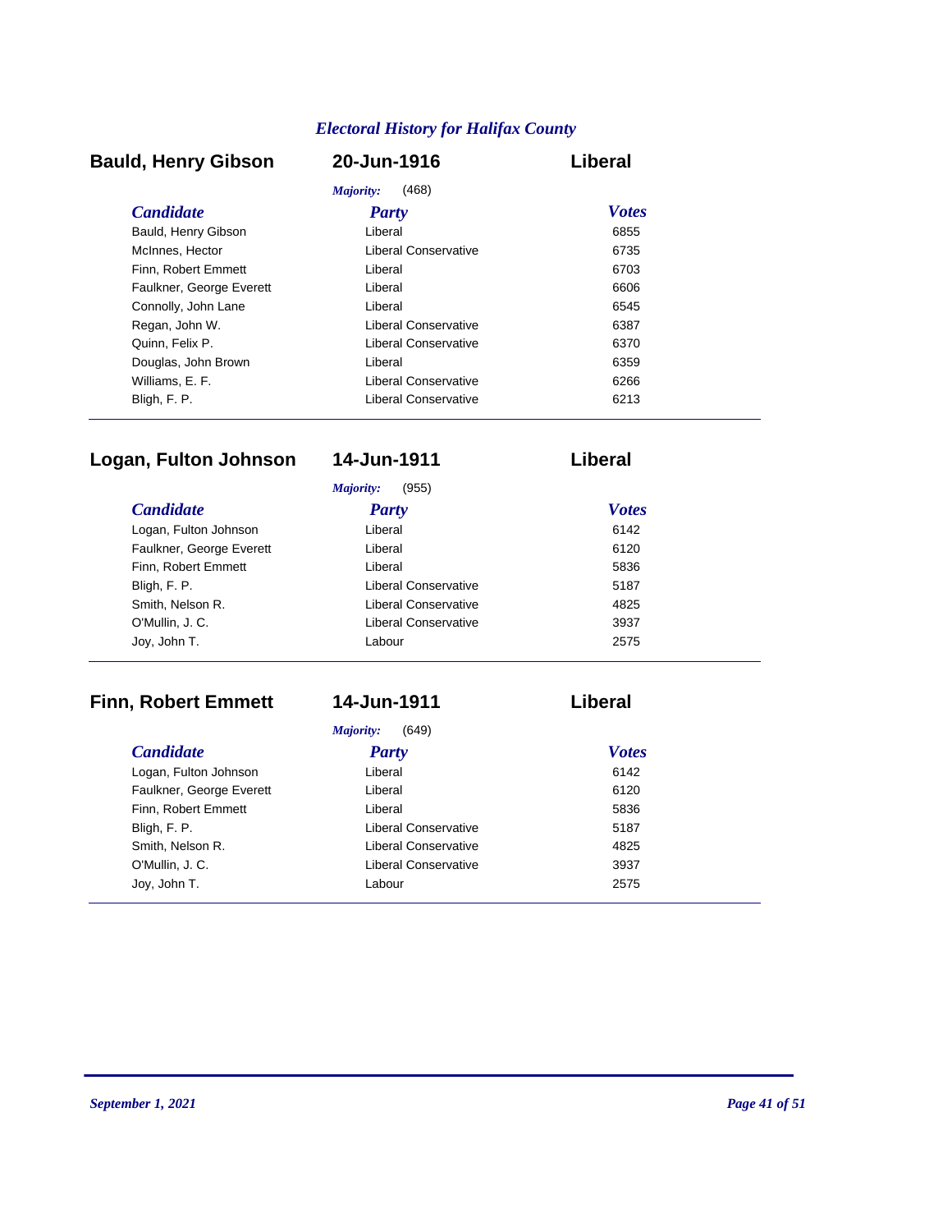## Bauld, Henry Gibson — 20-Jun-1916 — Liberal

*Majority:* (468)

| Candidate | Party | Votes |
|---|---|---|
| Bauld, Henry Gibson | Liberal | 6855 |
| McInnes, Hector | Liberal Conservative | 6735 |
| Finn, Robert Emmett | Liberal | 6703 |
| Faulkner, George Everett | Liberal | 6606 |
| Connolly, John Lane | Liberal | 6545 |
| Regan, John W. | Liberal Conservative | 6387 |
| Quinn, Felix P. | Liberal Conservative | 6370 |
| Douglas, John Brown | Liberal | 6359 |
| Williams, E. F. | Liberal Conservative | 6266 |
| Bligh, F. P. | Liberal Conservative | 6213 |

## Logan, Fulton Johnson — 14-Jun-1911 — Liberal

*Majority:* (955)

| Candidate | Party | Votes |
|---|---|---|
| Logan, Fulton Johnson | Liberal | 6142 |
| Faulkner, George Everett | Liberal | 6120 |
| Finn, Robert Emmett | Liberal | 5836 |
| Bligh, F. P. | Liberal Conservative | 5187 |
| Smith, Nelson R. | Liberal Conservative | 4825 |
| O'Mullin, J. C. | Liberal Conservative | 3937 |
| Joy, John T. | Labour | 2575 |

## Finn, Robert Emmett — 14-Jun-1911 — Liberal

*Majority:* (649)

| Candidate | Party | Votes |
|---|---|---|
| Logan, Fulton Johnson | Liberal | 6142 |
| Faulkner, George Everett | Liberal | 6120 |
| Finn, Robert Emmett | Liberal | 5836 |
| Bligh, F. P. | Liberal Conservative | 5187 |
| Smith, Nelson R. | Liberal Conservative | 4825 |
| O'Mullin, J. C. | Liberal Conservative | 3937 |
| Joy, John T. | Labour | 2575 |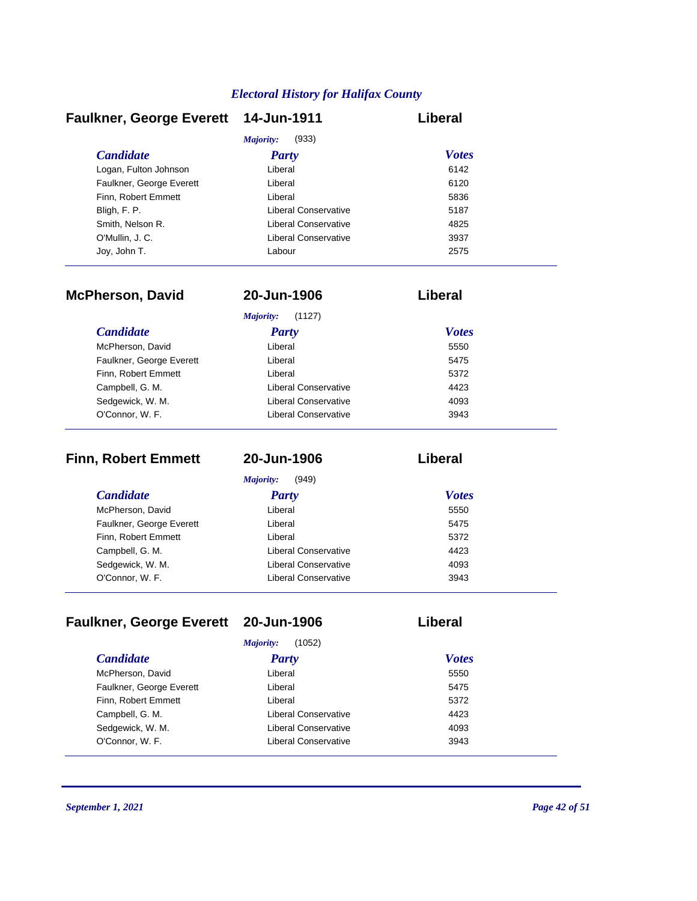## Faulkner, George Everett — 14-Jun-1911 — Liberal

*Majority:* (933)

| Candidate | Party | Votes |
|---|---|---|
| Logan, Fulton Johnson | Liberal | 6142 |
| Faulkner, George Everett | Liberal | 6120 |
| Finn, Robert Emmett | Liberal | 5836 |
| Bligh, F. P. | Liberal Conservative | 5187 |
| Smith, Nelson R. | Liberal Conservative | 4825 |
| O'Mullin, J. C. | Liberal Conservative | 3937 |
| Joy, John T. | Labour | 2575 |

## McPherson, David — 20-Jun-1906 — Liberal

*Majority:* (1127)

| Candidate | Party | Votes |
|---|---|---|
| McPherson, David | Liberal | 5550 |
| Faulkner, George Everett | Liberal | 5475 |
| Finn, Robert Emmett | Liberal | 5372 |
| Campbell, G. M. | Liberal Conservative | 4423 |
| Sedgewick, W. M. | Liberal Conservative | 4093 |
| O'Connor, W. F. | Liberal Conservative | 3943 |

## Finn, Robert Emmett — 20-Jun-1906 — Liberal

*Majority:* (949)

| Candidate | Party | Votes |
|---|---|---|
| McPherson, David | Liberal | 5550 |
| Faulkner, George Everett | Liberal | 5475 |
| Finn, Robert Emmett | Liberal | 5372 |
| Campbell, G. M. | Liberal Conservative | 4423 |
| Sedgewick, W. M. | Liberal Conservative | 4093 |
| O'Connor, W. F. | Liberal Conservative | 3943 |

## Faulkner, George Everett — 20-Jun-1906 — Liberal

*Majority:* (1052)

| Candidate | Party | Votes |
|---|---|---|
| McPherson, David | Liberal | 5550 |
| Faulkner, George Everett | Liberal | 5475 |
| Finn, Robert Emmett | Liberal | 5372 |
| Campbell, G. M. | Liberal Conservative | 4423 |
| Sedgewick, W. M. | Liberal Conservative | 4093 |
| O'Connor, W. F. | Liberal Conservative | 3943 |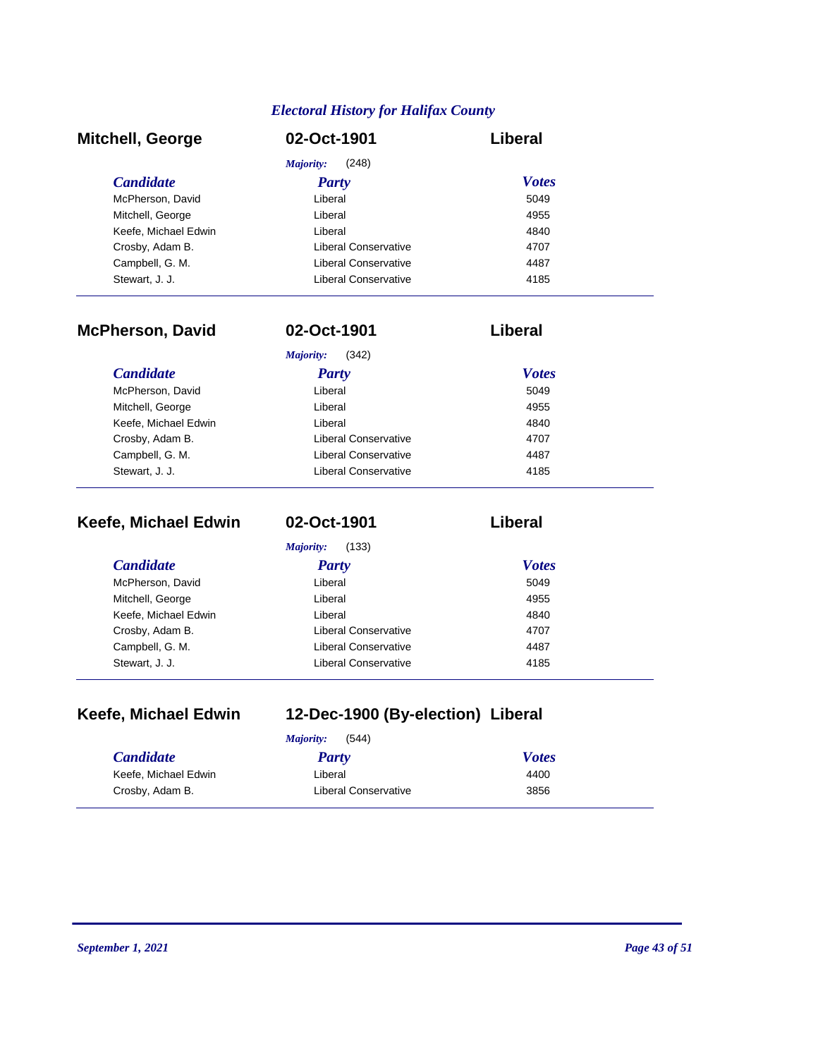## Mitchell, George — 02-Oct-1901 — Liberal

*Majority:* (248)

| Candidate | Party | Votes |
|---|---|---|
| McPherson, David | Liberal | 5049 |
| Mitchell, George | Liberal | 4955 |
| Keefe, Michael Edwin | Liberal | 4840 |
| Crosby, Adam B. | Liberal Conservative | 4707 |
| Campbell, G. M. | Liberal Conservative | 4487 |
| Stewart, J. J. | Liberal Conservative | 4185 |

## McPherson, David — 02-Oct-1901 — Liberal

*Majority:* (342)

| Candidate | Party | Votes |
|---|---|---|
| McPherson, David | Liberal | 5049 |
| Mitchell, George | Liberal | 4955 |
| Keefe, Michael Edwin | Liberal | 4840 |
| Crosby, Adam B. | Liberal Conservative | 4707 |
| Campbell, G. M. | Liberal Conservative | 4487 |
| Stewart, J. J. | Liberal Conservative | 4185 |

## Keefe, Michael Edwin — 02-Oct-1901 — Liberal

*Majority:* (133)

| Candidate | Party | Votes |
|---|---|---|
| McPherson, David | Liberal | 5049 |
| Mitchell, George | Liberal | 4955 |
| Keefe, Michael Edwin | Liberal | 4840 |
| Crosby, Adam B. | Liberal Conservative | 4707 |
| Campbell, G. M. | Liberal Conservative | 4487 |
| Stewart, J. J. | Liberal Conservative | 4185 |

## Keefe, Michael Edwin — 12-Dec-1900 (By-election) — Liberal

*Majority:* (544)

| Candidate | Party | Votes |
|---|---|---|
| Keefe, Michael Edwin | Liberal | 4400 |
| Crosby, Adam B. | Liberal Conservative | 3856 |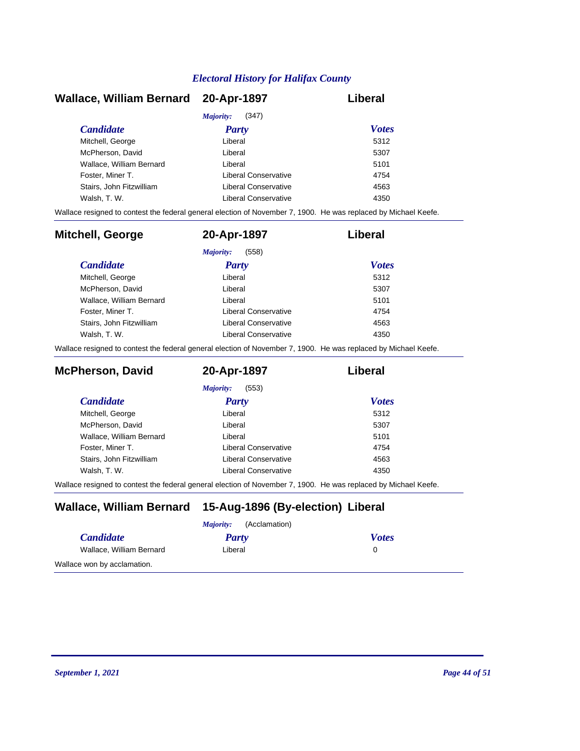## Wallace, William Bernard — 20-Apr-1897 — Liberal

*Majority:* (347)

| *Candidate* | *Party* | *Votes* |
|---|---|---|
| Mitchell, George | Liberal | 5312 |
| McPherson, David | Liberal | 5307 |
| Wallace, William Bernard | Liberal | 5101 |
| Foster, Miner T. | Liberal Conservative | 4754 |
| Stairs, John Fitzwilliam | Liberal Conservative | 4563 |
| Walsh, T. W. | Liberal Conservative | 4350 |

Wallace resigned to contest the federal general election of November 7, 1900. He was replaced by Michael Keefe.

## Mitchell, George — 20-Apr-1897 — Liberal

*Majority:* (558)

| *Candidate* | *Party* | *Votes* |
|---|---|---|
| Mitchell, George | Liberal | 5312 |
| McPherson, David | Liberal | 5307 |
| Wallace, William Bernard | Liberal | 5101 |
| Foster, Miner T. | Liberal Conservative | 4754 |
| Stairs, John Fitzwilliam | Liberal Conservative | 4563 |
| Walsh, T. W. | Liberal Conservative | 4350 |

Wallace resigned to contest the federal general election of November 7, 1900. He was replaced by Michael Keefe.

## McPherson, David — 20-Apr-1897 — Liberal

*Majority:* (553)

| *Candidate* | *Party* | *Votes* |
|---|---|---|
| Mitchell, George | Liberal | 5312 |
| McPherson, David | Liberal | 5307 |
| Wallace, William Bernard | Liberal | 5101 |
| Foster, Miner T. | Liberal Conservative | 4754 |
| Stairs, John Fitzwilliam | Liberal Conservative | 4563 |
| Walsh, T. W. | Liberal Conservative | 4350 |

Wallace resigned to contest the federal general election of November 7, 1900. He was replaced by Michael Keefe.

## Wallace, William Bernard — 15-Aug-1896 (By-election) — Liberal

*Majority:* (Acclamation)

| *Candidate* | *Party* | *Votes* |
|---|---|---|
| Wallace, William Bernard | Liberal | 0 |

Wallace won by acclamation.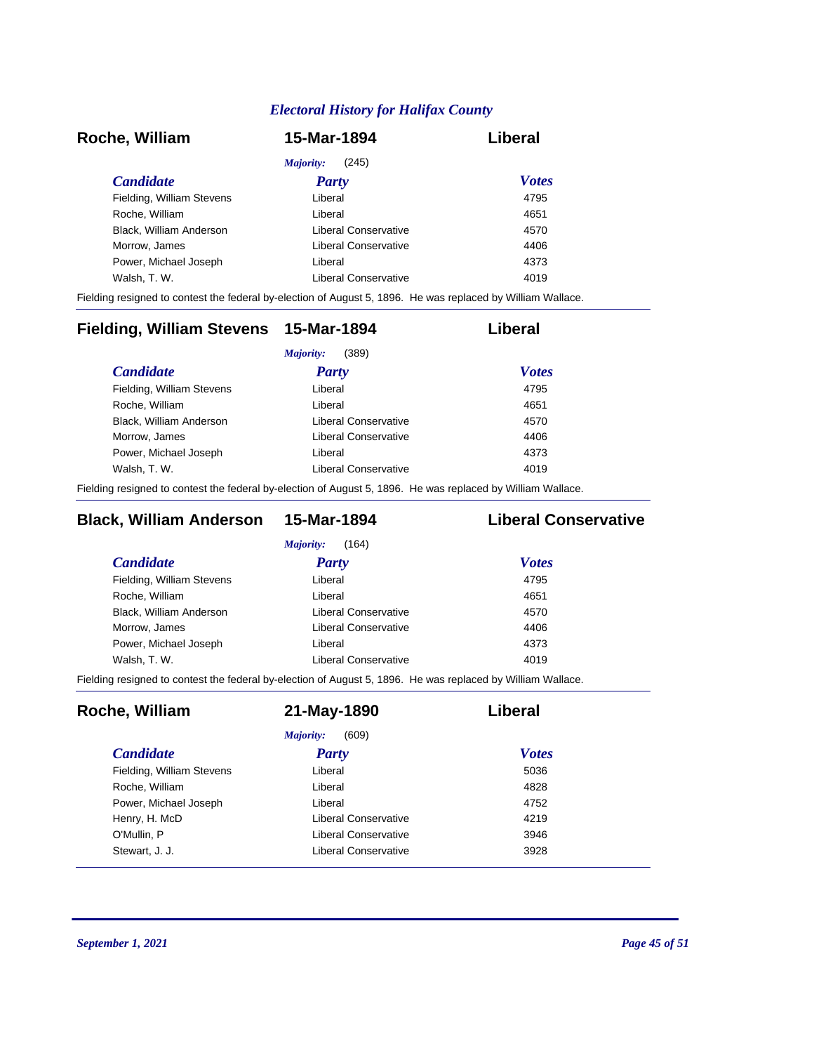## Roche, William — 15-Mar-1894 — Liberal

*Majority:* (245)

| *Candidate* | *Party* | *Votes* |
|---|---|---|
| Fielding, William Stevens | Liberal | 4795 |
| Roche, William | Liberal | 4651 |
| Black, William Anderson | Liberal Conservative | 4570 |
| Morrow, James | Liberal Conservative | 4406 |
| Power, Michael Joseph | Liberal | 4373 |
| Walsh, T. W. | Liberal Conservative | 4019 |

Fielding resigned to contest the federal by-election of August 5, 1896. He was replaced by William Wallace.

## Fielding, William Stevens — 15-Mar-1894 — Liberal

*Majority:* (389)

| *Candidate* | *Party* | *Votes* |
|---|---|---|
| Fielding, William Stevens | Liberal | 4795 |
| Roche, William | Liberal | 4651 |
| Black, William Anderson | Liberal Conservative | 4570 |
| Morrow, James | Liberal Conservative | 4406 |
| Power, Michael Joseph | Liberal | 4373 |
| Walsh, T. W. | Liberal Conservative | 4019 |

Fielding resigned to contest the federal by-election of August 5, 1896. He was replaced by William Wallace.

## Black, William Anderson — 15-Mar-1894 — Liberal Conservative

*Majority:* (164)

| *Candidate* | *Party* | *Votes* |
|---|---|---|
| Fielding, William Stevens | Liberal | 4795 |
| Roche, William | Liberal | 4651 |
| Black, William Anderson | Liberal Conservative | 4570 |
| Morrow, James | Liberal Conservative | 4406 |
| Power, Michael Joseph | Liberal | 4373 |
| Walsh, T. W. | Liberal Conservative | 4019 |

Fielding resigned to contest the federal by-election of August 5, 1896. He was replaced by William Wallace.

## Roche, William — 21-May-1890 — Liberal

*Majority:* (609)

| *Candidate* | *Party* | *Votes* |
|---|---|---|
| Fielding, William Stevens | Liberal | 5036 |
| Roche, William | Liberal | 4828 |
| Power, Michael Joseph | Liberal | 4752 |
| Henry, H. McD | Liberal Conservative | 4219 |
| O'Mullin, P | Liberal Conservative | 3946 |
| Stewart, J. J. | Liberal Conservative | 3928 |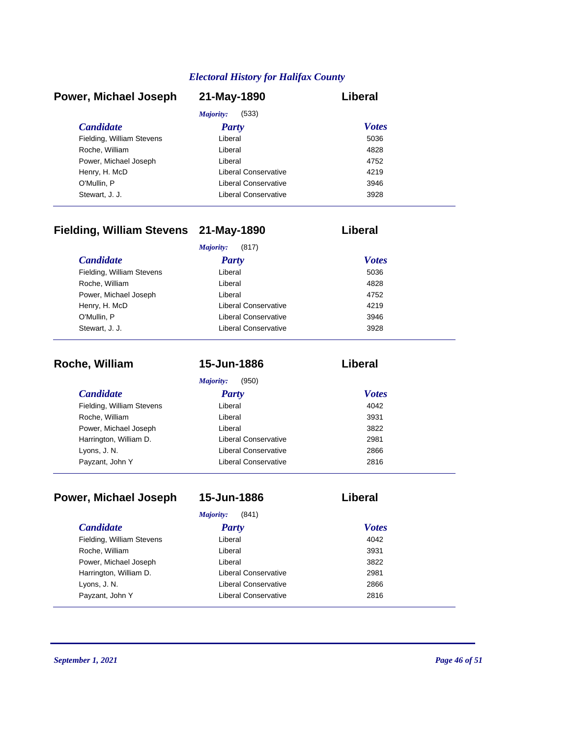## Power, Michael Joseph — 21-May-1890 — Liberal

*Majority:* (533)

| Candidate | Party | Votes |
|---|---|---|
| Fielding, William Stevens | Liberal | 5036 |
| Roche, William | Liberal | 4828 |
| Power, Michael Joseph | Liberal | 4752 |
| Henry, H. McD | Liberal Conservative | 4219 |
| O'Mullin, P | Liberal Conservative | 3946 |
| Stewart, J. J. | Liberal Conservative | 3928 |

## Fielding, William Stevens — 21-May-1890 — Liberal

*Majority:* (817)

| Candidate | Party | Votes |
|---|---|---|
| Fielding, William Stevens | Liberal | 5036 |
| Roche, William | Liberal | 4828 |
| Power, Michael Joseph | Liberal | 4752 |
| Henry, H. McD | Liberal Conservative | 4219 |
| O'Mullin, P | Liberal Conservative | 3946 |
| Stewart, J. J. | Liberal Conservative | 3928 |

## Roche, William — 15-Jun-1886 — Liberal

*Majority:* (950)

| Candidate | Party | Votes |
|---|---|---|
| Fielding, William Stevens | Liberal | 4042 |
| Roche, William | Liberal | 3931 |
| Power, Michael Joseph | Liberal | 3822 |
| Harrington, William D. | Liberal Conservative | 2981 |
| Lyons, J. N. | Liberal Conservative | 2866 |
| Payzant, John Y | Liberal Conservative | 2816 |

## Power, Michael Joseph — 15-Jun-1886 — Liberal

*Majority:* (841)

| Candidate | Party | Votes |
|---|---|---|
| Fielding, William Stevens | Liberal | 4042 |
| Roche, William | Liberal | 3931 |
| Power, Michael Joseph | Liberal | 3822 |
| Harrington, William D. | Liberal Conservative | 2981 |
| Lyons, J. N. | Liberal Conservative | 2866 |
| Payzant, John Y | Liberal Conservative | 2816 |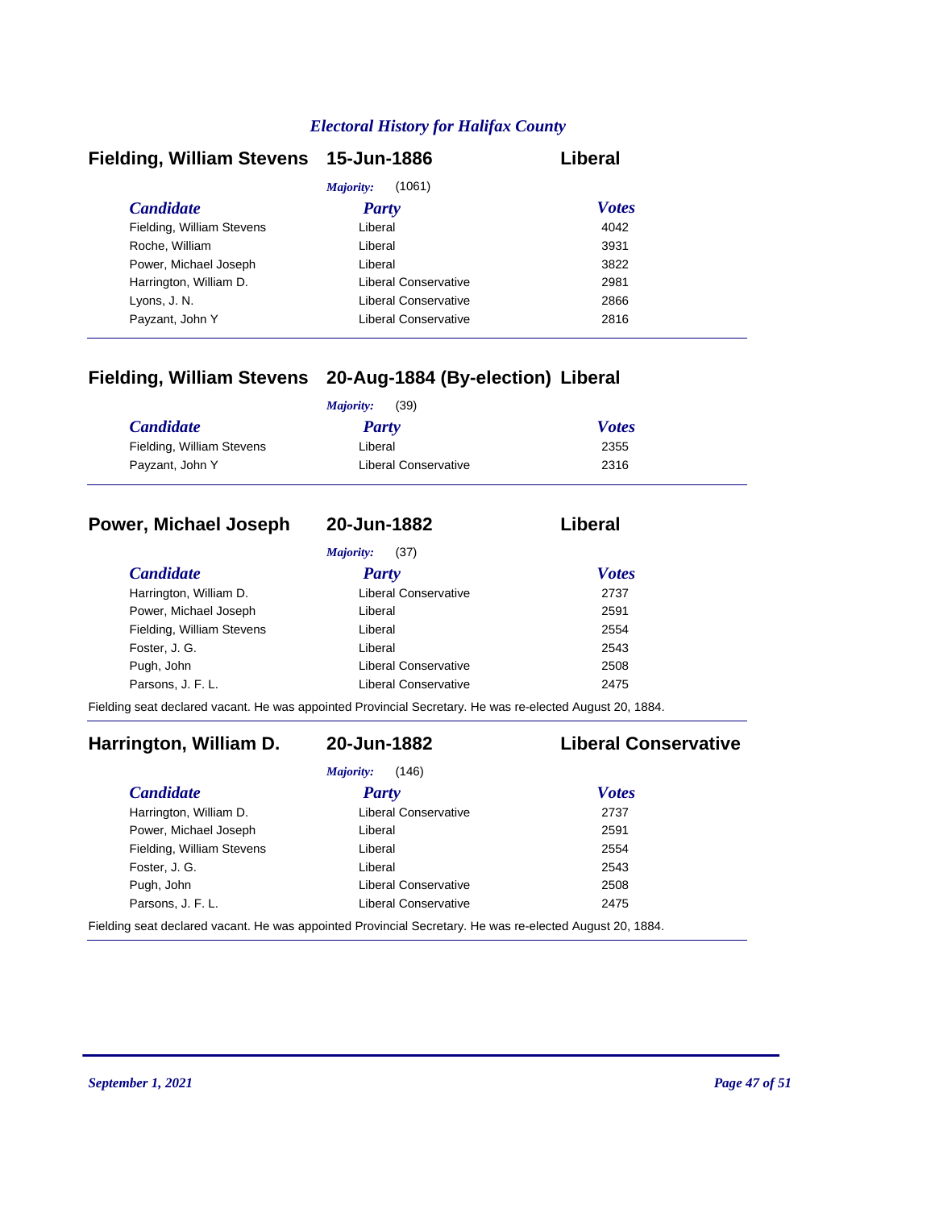*Electoral History for Halifax County*

## Fielding, William Stevens — 15-Jun-1886 — Liberal

*Majority:* (1061)

| Candidate | Party | Votes |
|---|---|---|
| Fielding, William Stevens | Liberal | 4042 |
| Roche, William | Liberal | 3931 |
| Power, Michael Joseph | Liberal | 3822 |
| Harrington, William D. | Liberal Conservative | 2981 |
| Lyons, J. N. | Liberal Conservative | 2866 |
| Payzant, John Y | Liberal Conservative | 2816 |

## Fielding, William Stevens — 20-Aug-1884 (By-election) — Liberal

*Majority:* (39)

| Candidate | Party | Votes |
|---|---|---|
| Fielding, William Stevens | Liberal | 2355 |
| Payzant, John Y | Liberal Conservative | 2316 |

## Power, Michael Joseph — 20-Jun-1882 — Liberal

*Majority:* (37)

| Candidate | Party | Votes |
|---|---|---|
| Harrington, William D. | Liberal Conservative | 2737 |
| Power, Michael Joseph | Liberal | 2591 |
| Fielding, William Stevens | Liberal | 2554 |
| Foster, J. G. | Liberal | 2543 |
| Pugh, John | Liberal Conservative | 2508 |
| Parsons, J. F. L. | Liberal Conservative | 2475 |

Fielding seat declared vacant. He was appointed Provincial Secretary. He was re-elected August 20, 1884.

## Harrington, William D. — 20-Jun-1882 — Liberal Conservative

*Majority:* (146)

| Candidate | Party | Votes |
|---|---|---|
| Harrington, William D. | Liberal Conservative | 2737 |
| Power, Michael Joseph | Liberal | 2591 |
| Fielding, William Stevens | Liberal | 2554 |
| Foster, J. G. | Liberal | 2543 |
| Pugh, John | Liberal Conservative | 2508 |
| Parsons, J. F. L. | Liberal Conservative | 2475 |

Fielding seat declared vacant. He was appointed Provincial Secretary. He was re-elected August 20, 1884.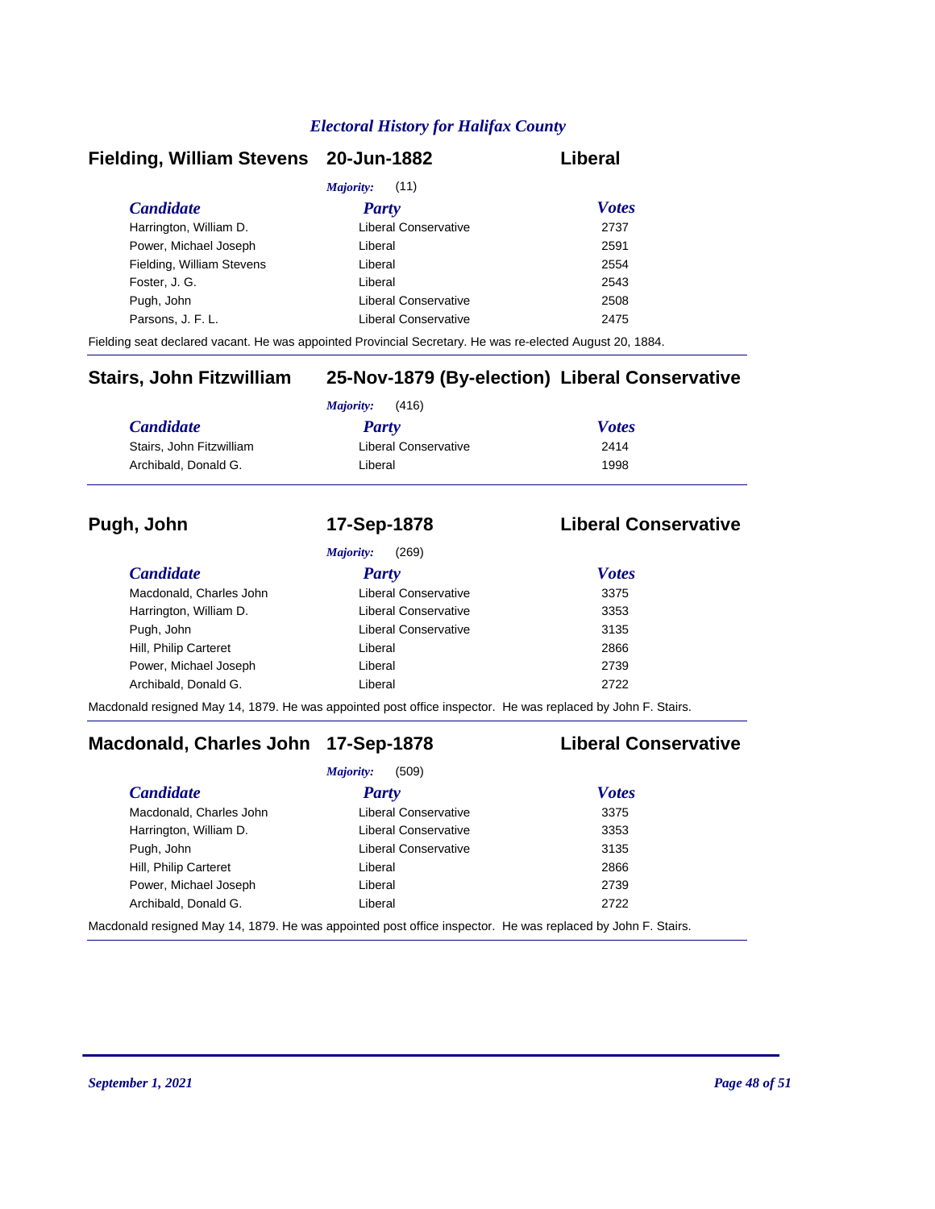## Fielding, William Stevens 20-Jun-1882 Liberal

*Majority:* (11)

| *Candidate* | *Party* | *Votes* |
|---|---|---|
| Harrington, William D. | Liberal Conservative | 2737 |
| Power, Michael Joseph | Liberal | 2591 |
| Fielding, William Stevens | Liberal | 2554 |
| Foster, J. G. | Liberal | 2543 |
| Pugh, John | Liberal Conservative | 2508 |
| Parsons, J. F. L. | Liberal Conservative | 2475 |

Fielding seat declared vacant. He was appointed Provincial Secretary. He was re-elected August 20, 1884.

---

## Stairs, John Fitzwilliam 25-Nov-1879 (By-election) Liberal Conservative

*Majority:* (416)

| *Candidate* | *Party* | *Votes* |
|---|---|---|
| Stairs, John Fitzwilliam | Liberal Conservative | 2414 |
| Archibald, Donald G. | Liberal | 1998 |

---

## Pugh, John 17-Sep-1878 Liberal Conservative

*Majority:* (269)

| *Candidate* | *Party* | *Votes* |
|---|---|---|
| Macdonald, Charles John | Liberal Conservative | 3375 |
| Harrington, William D. | Liberal Conservative | 3353 |
| Pugh, John | Liberal Conservative | 3135 |
| Hill, Philip Carteret | Liberal | 2866 |
| Power, Michael Joseph | Liberal | 2739 |
| Archibald, Donald G. | Liberal | 2722 |

Macdonald resigned May 14, 1879. He was appointed post office inspector. He was replaced by John F. Stairs.

---

## Macdonald, Charles John 17-Sep-1878 Liberal Conservative

*Majority:* (509)

| *Candidate* | *Party* | *Votes* |
|---|---|---|
| Macdonald, Charles John | Liberal Conservative | 3375 |
| Harrington, William D. | Liberal Conservative | 3353 |
| Pugh, John | Liberal Conservative | 3135 |
| Hill, Philip Carteret | Liberal | 2866 |
| Power, Michael Joseph | Liberal | 2739 |
| Archibald, Donald G. | Liberal | 2722 |

Macdonald resigned May 14, 1879. He was appointed post office inspector. He was replaced by John F. Stairs.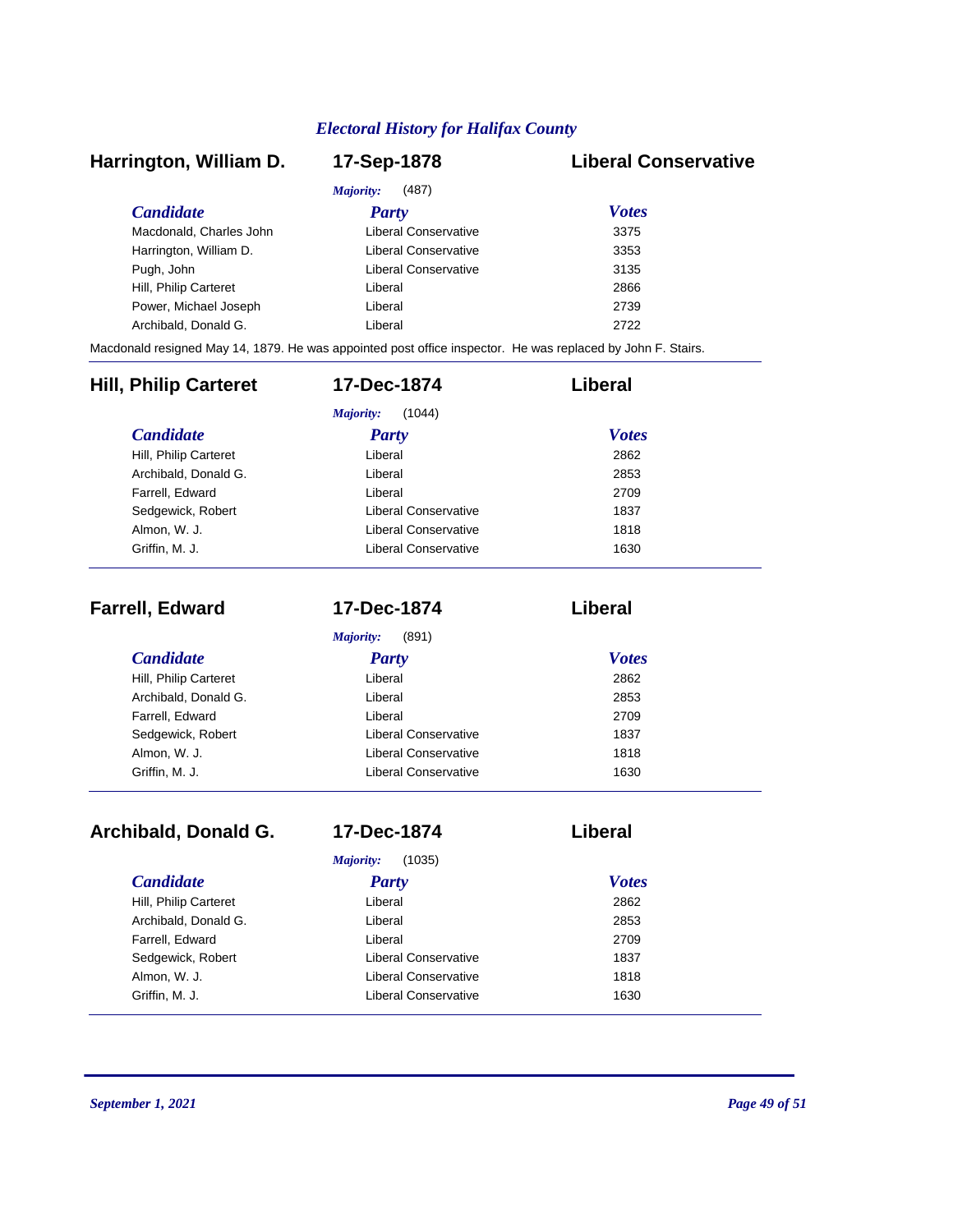## Harrington, William D. — 17-Sep-1878 — Liberal Conservative

*Majority:* (487)

| *Candidate* | *Party* | *Votes* |
|---|---|---|
| Macdonald, Charles John | Liberal Conservative | 3375 |
| Harrington, William D. | Liberal Conservative | 3353 |
| Pugh, John | Liberal Conservative | 3135 |
| Hill, Philip Carteret | Liberal | 2866 |
| Power, Michael Joseph | Liberal | 2739 |
| Archibald, Donald G. | Liberal | 2722 |

Macdonald resigned May 14, 1879. He was appointed post office inspector. He was replaced by John F. Stairs.

## Hill, Philip Carteret — 17-Dec-1874 — Liberal

*Majority:* (1044)

| *Candidate* | *Party* | *Votes* |
|---|---|---|
| Hill, Philip Carteret | Liberal | 2862 |
| Archibald, Donald G. | Liberal | 2853 |
| Farrell, Edward | Liberal | 2709 |
| Sedgewick, Robert | Liberal Conservative | 1837 |
| Almon, W. J. | Liberal Conservative | 1818 |
| Griffin, M. J. | Liberal Conservative | 1630 |

## Farrell, Edward — 17-Dec-1874 — Liberal

*Majority:* (891)

| *Candidate* | *Party* | *Votes* |
|---|---|---|
| Hill, Philip Carteret | Liberal | 2862 |
| Archibald, Donald G. | Liberal | 2853 |
| Farrell, Edward | Liberal | 2709 |
| Sedgewick, Robert | Liberal Conservative | 1837 |
| Almon, W. J. | Liberal Conservative | 1818 |
| Griffin, M. J. | Liberal Conservative | 1630 |

## Archibald, Donald G. — 17-Dec-1874 — Liberal

*Majority:* (1035)

| *Candidate* | *Party* | *Votes* |
|---|---|---|
| Hill, Philip Carteret | Liberal | 2862 |
| Archibald, Donald G. | Liberal | 2853 |
| Farrell, Edward | Liberal | 2709 |
| Sedgewick, Robert | Liberal Conservative | 1837 |
| Almon, W. J. | Liberal Conservative | 1818 |
| Griffin, M. J. | Liberal Conservative | 1630 |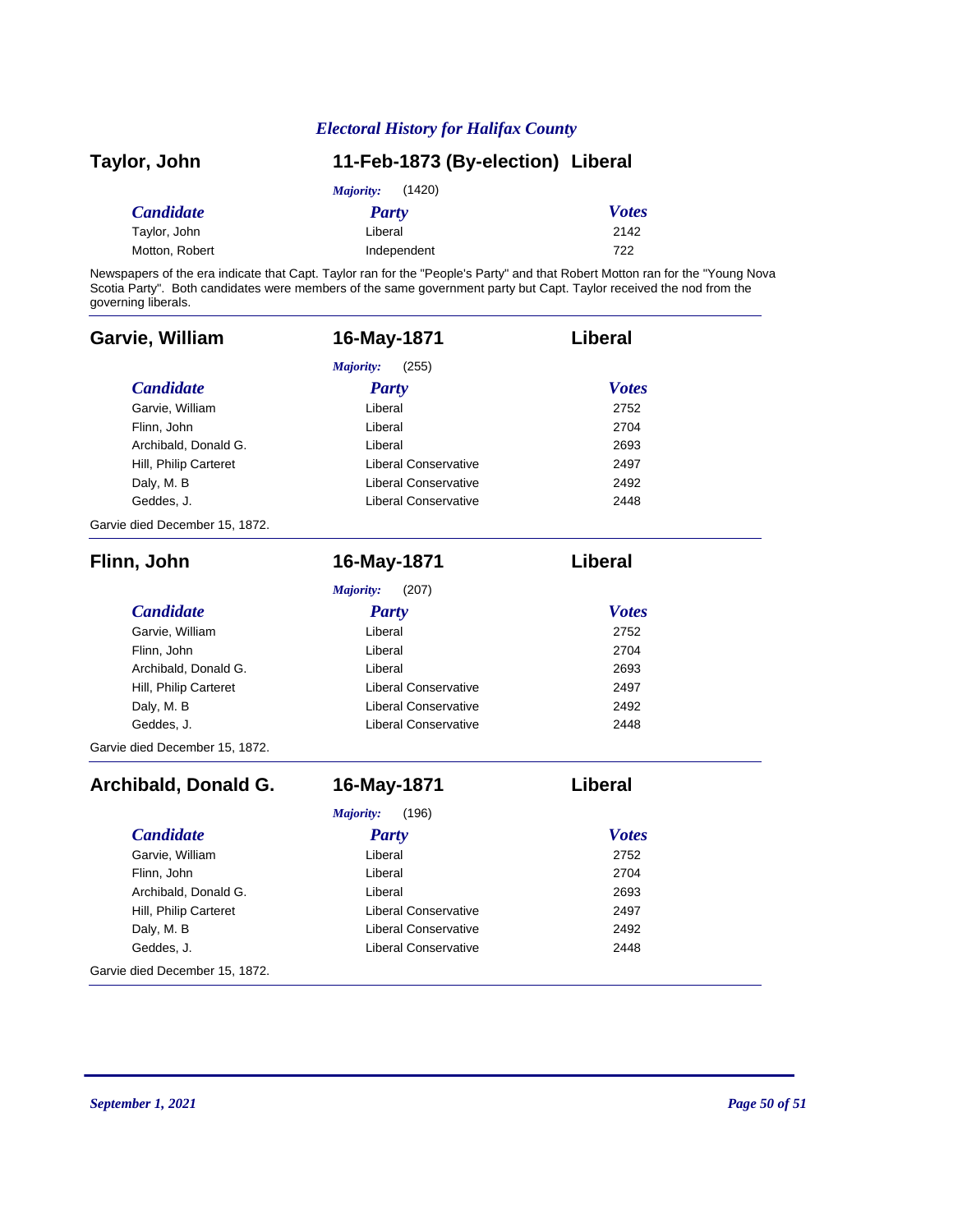## Taylor, John — 11-Feb-1873 (By-election) — Liberal

*Majority:* (1420)

| *Candidate* | *Party* | *Votes* |
|---|---|---|
| Taylor, John | Liberal | 2142 |
| Motton, Robert | Independent | 722 |

Newspapers of the era indicate that Capt. Taylor ran for the "People's Party" and that Robert Motton ran for the "Young Nova Scotia Party". Both candidates were members of the same government party but Capt. Taylor received the nod from the governing liberals.

---

## Garvie, William — 16-May-1871 — Liberal

*Majority:* (255)

| *Candidate* | *Party* | *Votes* |
|---|---|---|
| Garvie, William | Liberal | 2752 |
| Flinn, John | Liberal | 2704 |
| Archibald, Donald G. | Liberal | 2693 |
| Hill, Philip Carteret | Liberal Conservative | 2497 |
| Daly, M. B | Liberal Conservative | 2492 |
| Geddes, J. | Liberal Conservative | 2448 |

Garvie died December 15, 1872.

---

## Flinn, John — 16-May-1871 — Liberal

*Majority:* (207)

| *Candidate* | *Party* | *Votes* |
|---|---|---|
| Garvie, William | Liberal | 2752 |
| Flinn, John | Liberal | 2704 |
| Archibald, Donald G. | Liberal | 2693 |
| Hill, Philip Carteret | Liberal Conservative | 2497 |
| Daly, M. B | Liberal Conservative | 2492 |
| Geddes, J. | Liberal Conservative | 2448 |

Garvie died December 15, 1872.

---

## Archibald, Donald G. — 16-May-1871 — Liberal

*Majority:* (196)

| *Candidate* | *Party* | *Votes* |
|---|---|---|
| Garvie, William | Liberal | 2752 |
| Flinn, John | Liberal | 2704 |
| Archibald, Donald G. | Liberal | 2693 |
| Hill, Philip Carteret | Liberal Conservative | 2497 |
| Daly, M. B | Liberal Conservative | 2492 |
| Geddes, J. | Liberal Conservative | 2448 |

Garvie died December 15, 1872.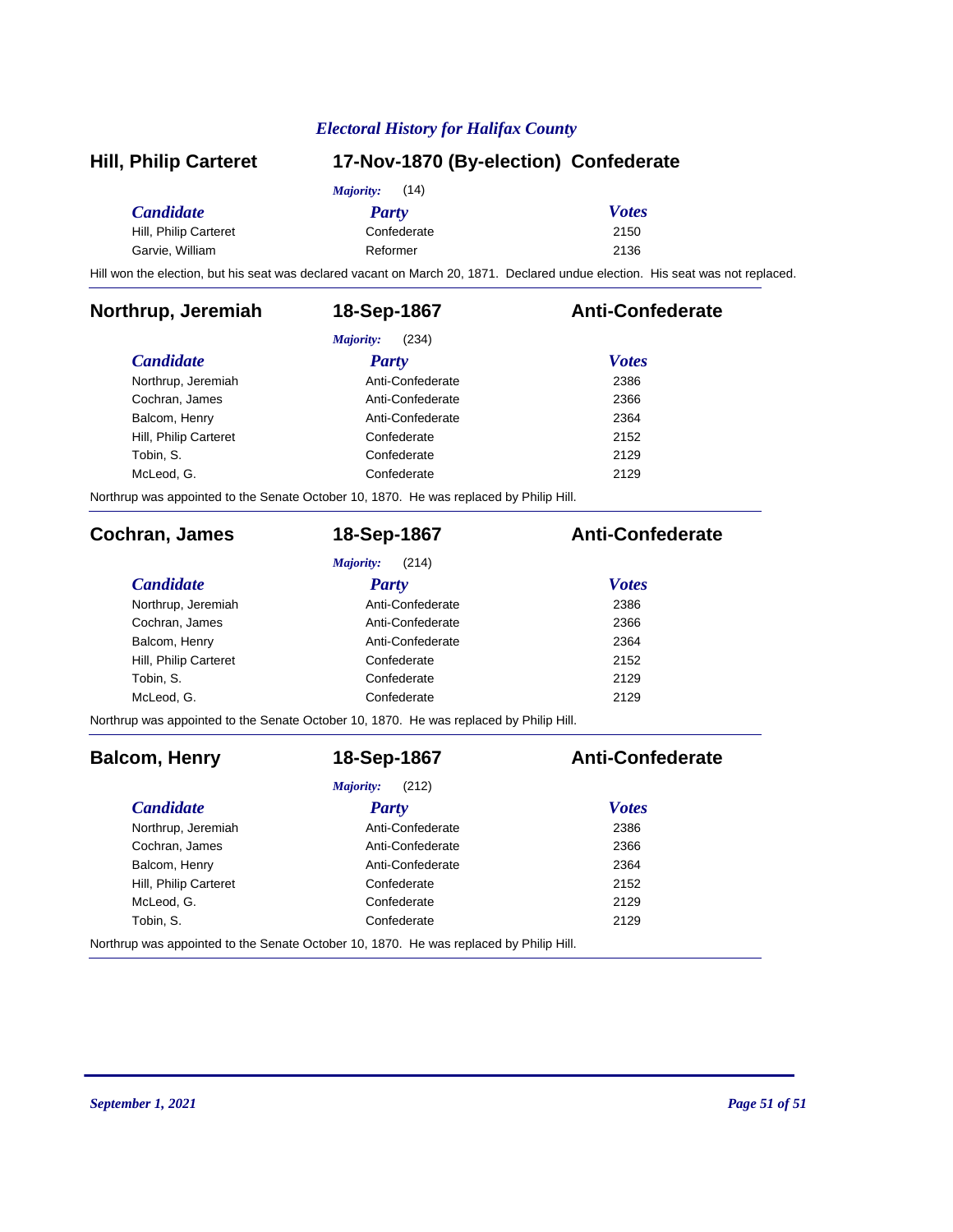*Electoral History for Halifax County*

## Hill, Philip Carteret — 17-Nov-1870 (By-election) — Confederate

*Majority:* (14)

| *Candidate* | *Party* | *Votes* |
| --- | --- | --- |
| Hill, Philip Carteret | Confederate | 2150 |
| Garvie, William | Reformer | 2136 |

Hill won the election, but his seat was declared vacant on March 20, 1871. Declared undue election. His seat was not replaced.

---

## Northrup, Jeremiah — 18-Sep-1867 — Anti-Confederate

*Majority:* (234)

| *Candidate* | *Party* | *Votes* |
| --- | --- | --- |
| Northrup, Jeremiah | Anti-Confederate | 2386 |
| Cochran, James | Anti-Confederate | 2366 |
| Balcom, Henry | Anti-Confederate | 2364 |
| Hill, Philip Carteret | Confederate | 2152 |
| Tobin, S. | Confederate | 2129 |
| McLeod, G. | Confederate | 2129 |

Northrup was appointed to the Senate October 10, 1870. He was replaced by Philip Hill.

---

## Cochran, James — 18-Sep-1867 — Anti-Confederate

*Majority:* (214)

| *Candidate* | *Party* | *Votes* |
| --- | --- | --- |
| Northrup, Jeremiah | Anti-Confederate | 2386 |
| Cochran, James | Anti-Confederate | 2366 |
| Balcom, Henry | Anti-Confederate | 2364 |
| Hill, Philip Carteret | Confederate | 2152 |
| Tobin, S. | Confederate | 2129 |
| McLeod, G. | Confederate | 2129 |

Northrup was appointed to the Senate October 10, 1870. He was replaced by Philip Hill.

---

## Balcom, Henry — 18-Sep-1867 — Anti-Confederate

*Majority:* (212)

| *Candidate* | *Party* | *Votes* |
| --- | --- | --- |
| Northrup, Jeremiah | Anti-Confederate | 2386 |
| Cochran, James | Anti-Confederate | 2366 |
| Balcom, Henry | Anti-Confederate | 2364 |
| Hill, Philip Carteret | Confederate | 2152 |
| McLeod, G. | Confederate | 2129 |
| Tobin, S. | Confederate | 2129 |

Northrup was appointed to the Senate October 10, 1870. He was replaced by Philip Hill.

*September 1, 2021*